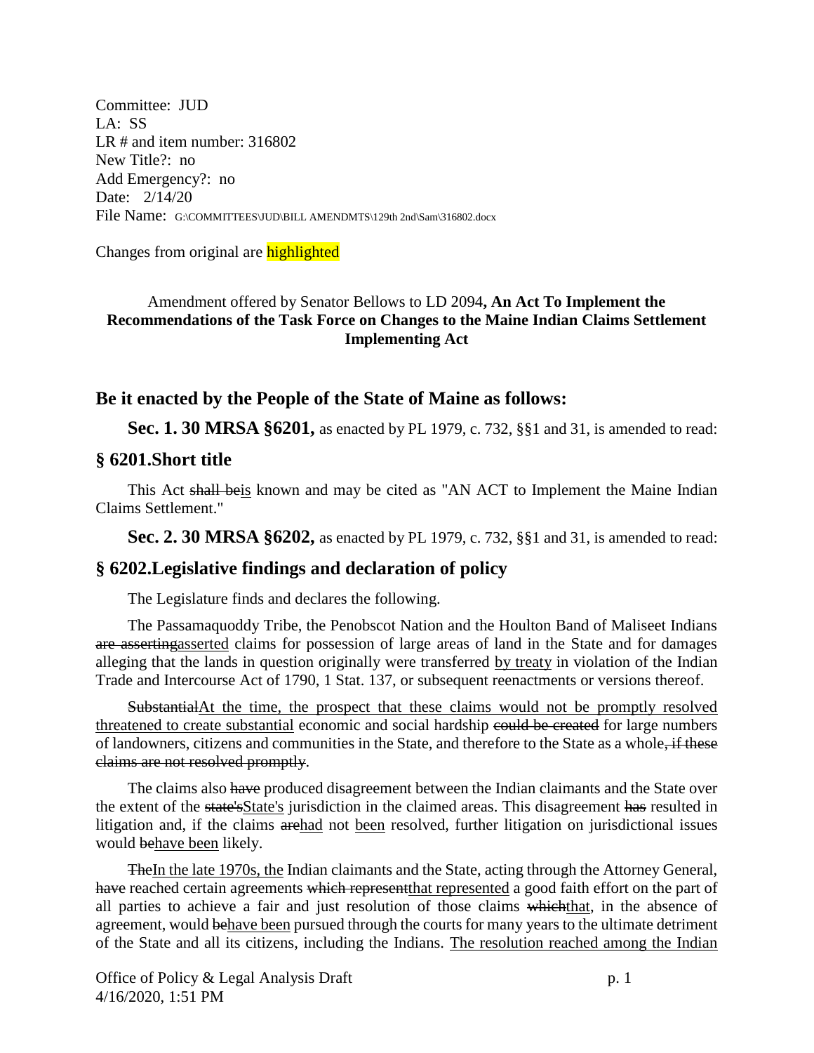Committee: JUD
LA: SS
LR # and item number: 316802
New Title?: no
Add Emergency?: no
Date: 2/14/20
File Name: G:\COMMITTEES\JUD\BILL AMENDMTS\129th 2nd\Sam\316802.docx

Changes from original are <mark>highlighted</mark>

Amendment offered by Senator Bellows to LD 2094**, An Act To Implement the Recommendations of the Task Force on Changes to the Maine Indian Claims Settlement Implementing Act**

## Be it enacted by the People of the State of Maine as follows:

**Sec. 1. 30 MRSA §6201,** as enacted by PL 1979, c. 732, §§1 and 31, is amended to read:

## § 6201.Short title

This Act ~~shall be~~<u>is</u> known and may be cited as "AN ACT to Implement the Maine Indian Claims Settlement."

**Sec. 2. 30 MRSA §6202,** as enacted by PL 1979, c. 732, §§1 and 31, is amended to read:

## § 6202.Legislative findings and declaration of policy

The Legislature finds and declares the following.

The Passamaquoddy Tribe, the Penobscot Nation and the Houlton Band of Maliseet Indians ~~are asserting~~<u>asserted</u> claims for possession of large areas of land in the State and for damages alleging that the lands in question originally were transferred <u>by treaty</u> in violation of the Indian Trade and Intercourse Act of 1790, 1 Stat. 137, or subsequent reenactments or versions thereof.

~~Substantial~~<u>At the time, the prospect that these claims would not be promptly resolved threatened to create substantial</u> economic and social hardship ~~could be created~~ for large numbers of landowners, citizens and communities in the State, and therefore to the State as a whole~~, if these claims are not resolved promptly~~.

The claims also ~~have~~ produced disagreement between the Indian claimants and the State over the extent of the ~~state's~~<u>State's</u> jurisdiction in the claimed areas. This disagreement ~~has~~ resulted in litigation and, if the claims ~~are~~<u>had</u> not <u>been</u> resolved, further litigation on jurisdictional issues would ~~be~~<u>have been</u> likely.

~~The~~<u>In the late 1970s, the</u> Indian claimants and the State, acting through the Attorney General, ~~have~~ reached certain agreements ~~which represent~~<u>that represented</u> a good faith effort on the part of all parties to achieve a fair and just resolution of those claims ~~which~~<u>that</u>, in the absence of agreement, would ~~be~~<u>have been</u> pursued through the courts for many years to the ultimate detriment of the State and all its citizens, including the Indians. <u>The resolution reached among the Indian</u>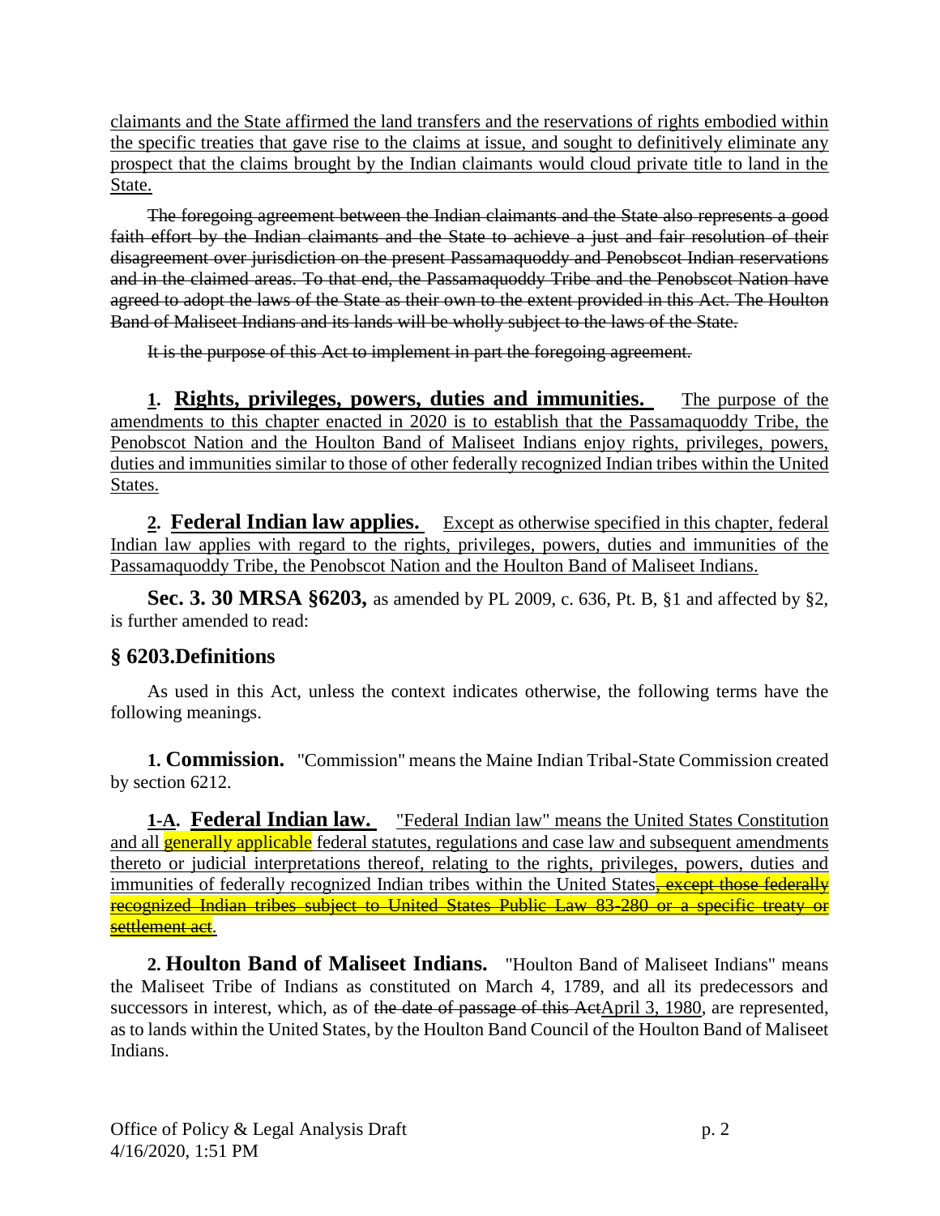claimants and the State affirmed the land transfers and the reservations of rights embodied within the specific treaties that gave rise to the claims at issue, and sought to definitively eliminate any prospect that the claims brought by the Indian claimants would cloud private title to land in the State.

~~The foregoing agreement between the Indian claimants and the State also represents a good faith effort by the Indian claimants and the State to achieve a just and fair resolution of their disagreement over jurisdiction on the present Passamaquoddy and Penobscot Indian reservations and in the claimed areas. To that end, the Passamaquoddy Tribe and the Penobscot Nation have agreed to adopt the laws of the State as their own to the extent provided in this Act. The Houlton Band of Maliseet Indians and its lands will be wholly subject to the laws of the State.~~

~~It is the purpose of this Act to implement in part the foregoing agreement.~~

**1. Rights, privileges, powers, duties and immunities.** The purpose of the amendments to this chapter enacted in 2020 is to establish that the Passamaquoddy Tribe, the Penobscot Nation and the Houlton Band of Maliseet Indians enjoy rights, privileges, powers, duties and immunities similar to those of other federally recognized Indian tribes within the United States.

**2. Federal Indian law applies.** Except as otherwise specified in this chapter, federal Indian law applies with regard to the rights, privileges, powers, duties and immunities of the Passamaquoddy Tribe, the Penobscot Nation and the Houlton Band of Maliseet Indians.

**Sec. 3. 30 MRSA §6203,** as amended by PL 2009, c. 636, Pt. B, §1 and affected by §2, is further amended to read:

## § 6203.Definitions

As used in this Act, unless the context indicates otherwise, the following terms have the following meanings.

**1. Commission.** "Commission" means the Maine Indian Tribal-State Commission created by section 6212.

**1-A. Federal Indian law.** "Federal Indian law" means the United States Constitution and all generally applicable federal statutes, regulations and case law and subsequent amendments thereto or judicial interpretations thereof, relating to the rights, privileges, powers, duties and immunities of federally recognized Indian tribes within the United States~~, except those federally recognized Indian tribes subject to United States Public Law 83-280 or a specific treaty or settlement act~~.

**2. Houlton Band of Maliseet Indians.** "Houlton Band of Maliseet Indians" means the Maliseet Tribe of Indians as constituted on March 4, 1789, and all its predecessors and successors in interest, which, as of ~~the date of passage of this Act~~April 3, 1980, are represented, as to lands within the United States, by the Houlton Band Council of the Houlton Band of Maliseet Indians.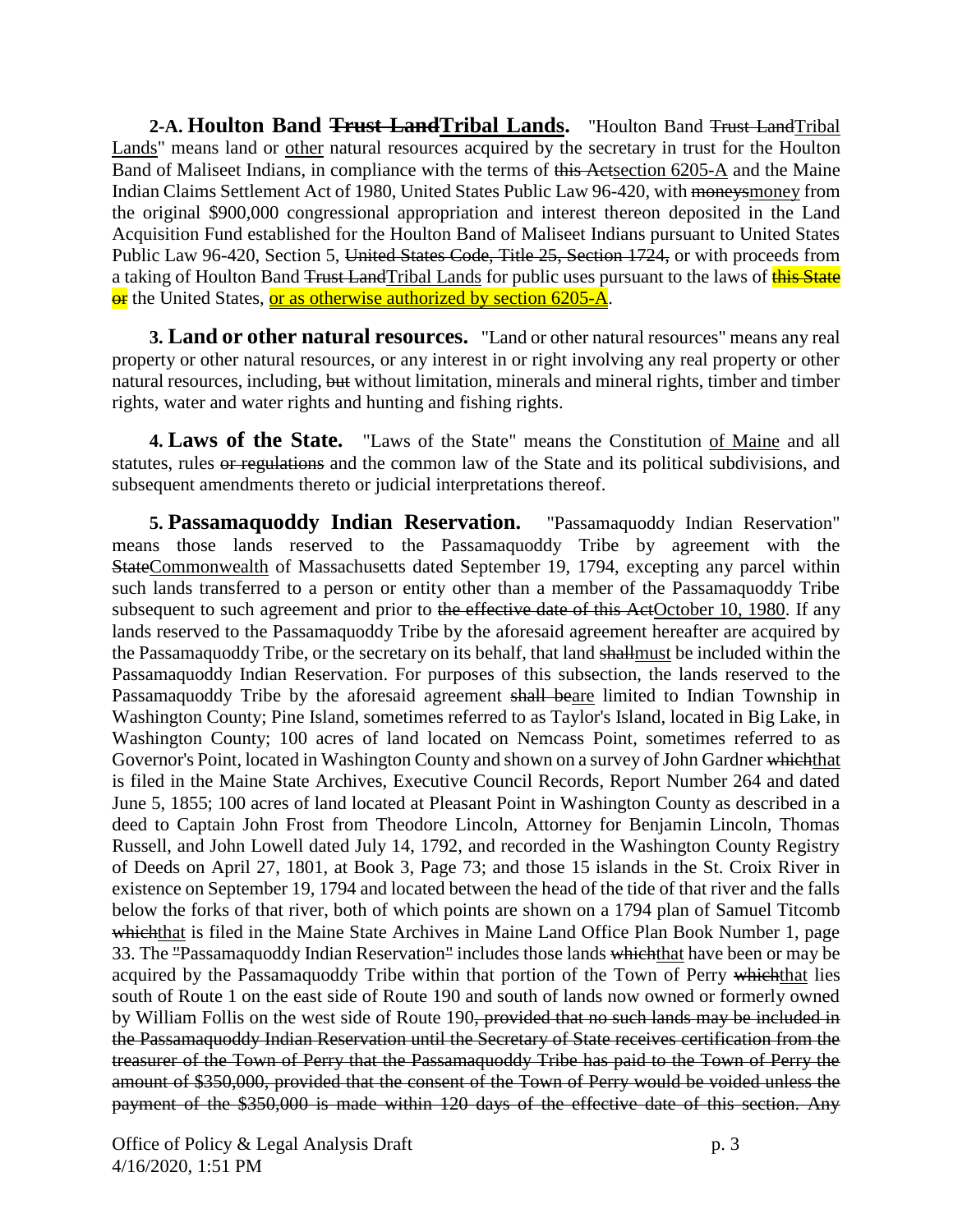**2-A. Houlton Band ~~Trust Land~~Tribal Lands.** "Houlton Band ~~Trust Land~~Tribal Lands" means land or other natural resources acquired by the secretary in trust for the Houlton Band of Maliseet Indians, in compliance with the terms of ~~this Act~~section 6205-A and the Maine Indian Claims Settlement Act of 1980, United States Public Law 96-420, with ~~moneys~~money from the original $900,000 congressional appropriation and interest thereon deposited in the Land Acquisition Fund established for the Houlton Band of Maliseet Indians pursuant to United States Public Law 96-420, Section 5, ~~United States Code, Title 25, Section 1724,~~ or with proceeds from a taking of Houlton Band ~~Trust Land~~Tribal Lands for public uses pursuant to the laws of ~~this State or~~ the United States, or as otherwise authorized by section 6205-A.

**3. Land or other natural resources.** "Land or other natural resources" means any real property or other natural resources, or any interest in or right involving any real property or other natural resources, including, ~~but~~ without limitation, minerals and mineral rights, timber and timber rights, water and water rights and hunting and fishing rights.

**4. Laws of the State.** "Laws of the State" means the Constitution of Maine and all statutes, rules ~~or regulations~~ and the common law of the State and its political subdivisions, and subsequent amendments thereto or judicial interpretations thereof.

**5. Passamaquoddy Indian Reservation.** "Passamaquoddy Indian Reservation" means those lands reserved to the Passamaquoddy Tribe by agreement with the ~~State~~Commonwealth of Massachusetts dated September 19, 1794, excepting any parcel within such lands transferred to a person or entity other than a member of the Passamaquoddy Tribe subsequent to such agreement and prior to ~~the effective date of this Act~~October 10, 1980. If any lands reserved to the Passamaquoddy Tribe by the aforesaid agreement hereafter are acquired by the Passamaquoddy Tribe, or the secretary on its behalf, that land ~~shall~~must be included within the Passamaquoddy Indian Reservation. For purposes of this subsection, the lands reserved to the Passamaquoddy Tribe by the aforesaid agreement ~~shall be~~are limited to Indian Township in Washington County; Pine Island, sometimes referred to as Taylor's Island, located in Big Lake, in Washington County; 100 acres of land located on Nemcass Point, sometimes referred to as Governor's Point, located in Washington County and shown on a survey of John Gardner ~~which~~that is filed in the Maine State Archives, Executive Council Records, Report Number 264 and dated June 5, 1855; 100 acres of land located at Pleasant Point in Washington County as described in a deed to Captain John Frost from Theodore Lincoln, Attorney for Benjamin Lincoln, Thomas Russell, and John Lowell dated July 14, 1792, and recorded in the Washington County Registry of Deeds on April 27, 1801, at Book 3, Page 73; and those 15 islands in the St. Croix River in existence on September 19, 1794 and located between the head of the tide of that river and the falls below the forks of that river, both of which points are shown on a 1794 plan of Samuel Titcomb ~~which~~that is filed in the Maine State Archives in Maine Land Office Plan Book Number 1, page 33. The ~~"~~Passamaquoddy Indian Reservation~~"~~ includes those lands ~~which~~that have been or may be acquired by the Passamaquoddy Tribe within that portion of the Town of Perry ~~which~~that lies south of Route 1 on the east side of Route 190 and south of lands now owned or formerly owned by William Follis on the west side of Route 190~~, provided that no such lands may be included in the Passamaquoddy Indian Reservation until the Secretary of State receives certification from the treasurer of the Town of Perry that the Passamaquoddy Tribe has paid to the Town of Perry the amount of $350,000, provided that the consent of the Town of Perry would be voided unless the payment of the $350,000 is made within 120 days of the effective date of this section. Any~~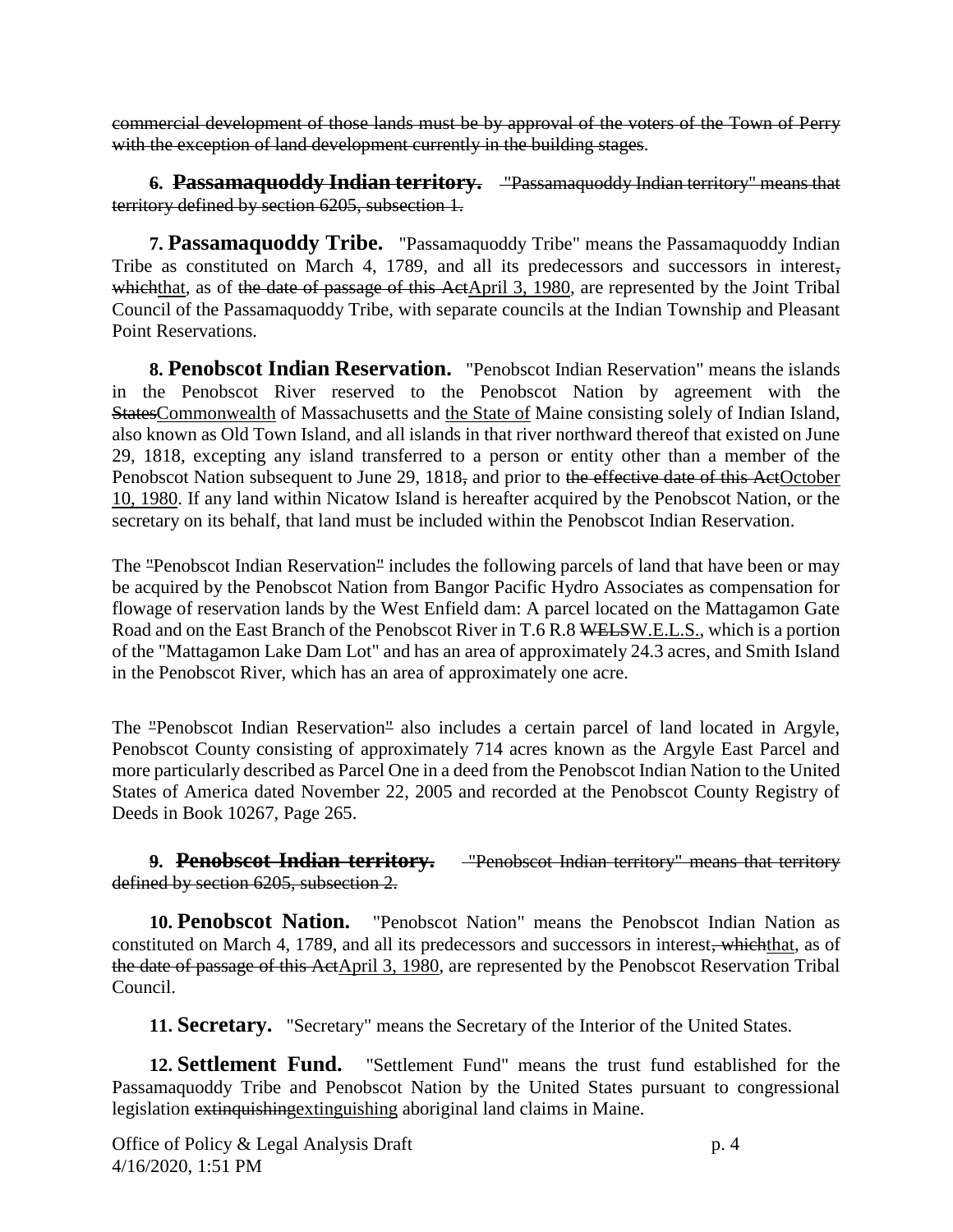~~commercial development of those lands must be by approval of the voters of the Town of Perry with the exception of land development currently in the building stages~~.

**6. ~~Passamaquoddy Indian territory.~~** ~~"Passamaquoddy Indian territory" means that territory defined by section 6205, subsection 1.~~

**7. Passamaquoddy Tribe.** "Passamaquoddy Tribe" means the Passamaquoddy Indian Tribe as constituted on March 4, 1789, and all its predecessors and successors in interest~~,~~ ~~which~~<u>that</u>, as of ~~the date of passage of this Act~~<u>April 3, 1980</u>, are represented by the Joint Tribal Council of the Passamaquoddy Tribe, with separate councils at the Indian Township and Pleasant Point Reservations.

**8. Penobscot Indian Reservation.** "Penobscot Indian Reservation" means the islands in the Penobscot River reserved to the Penobscot Nation by agreement with the ~~States~~<u>Commonwealth</u> of Massachusetts and <u>the State of</u> Maine consisting solely of Indian Island, also known as Old Town Island, and all islands in that river northward thereof that existed on June 29, 1818, excepting any island transferred to a person or entity other than a member of the Penobscot Nation subsequent to June 29, 1818~~,~~ and prior to ~~the effective date of this Act~~<u>October 10, 1980</u>. If any land within Nicatow Island is hereafter acquired by the Penobscot Nation, or the secretary on its behalf, that land must be included within the Penobscot Indian Reservation.

The ~~"~~Penobscot Indian Reservation~~"~~ includes the following parcels of land that have been or may be acquired by the Penobscot Nation from Bangor Pacific Hydro Associates as compensation for flowage of reservation lands by the West Enfield dam: A parcel located on the Mattagamon Gate Road and on the East Branch of the Penobscot River in T.6 R.8 ~~WELS~~<u>W.E.L.S.</u>, which is a portion of the "Mattagamon Lake Dam Lot" and has an area of approximately 24.3 acres, and Smith Island in the Penobscot River, which has an area of approximately one acre.

The ~~"~~Penobscot Indian Reservation~~"~~ also includes a certain parcel of land located in Argyle, Penobscot County consisting of approximately 714 acres known as the Argyle East Parcel and more particularly described as Parcel One in a deed from the Penobscot Indian Nation to the United States of America dated November 22, 2005 and recorded at the Penobscot County Registry of Deeds in Book 10267, Page 265.

**9. ~~Penobscot Indian territory.~~** ~~"Penobscot Indian territory" means that territory defined by section 6205, subsection 2.~~

**10. Penobscot Nation.** "Penobscot Nation" means the Penobscot Indian Nation as constituted on March 4, 1789, and all its predecessors and successors in interest~~, which~~<u>that</u>, as of ~~the date of passage of this Act~~<u>April 3, 1980</u>, are represented by the Penobscot Reservation Tribal Council.

**11. Secretary.** "Secretary" means the Secretary of the Interior of the United States.

**12. Settlement Fund.** "Settlement Fund" means the trust fund established for the Passamaquoddy Tribe and Penobscot Nation by the United States pursuant to congressional legislation ~~extinquishing~~<u>extinguishing</u> aboriginal land claims in Maine.

Office of Policy & Legal Analysis Draft
4/16/2020, 1:51 PM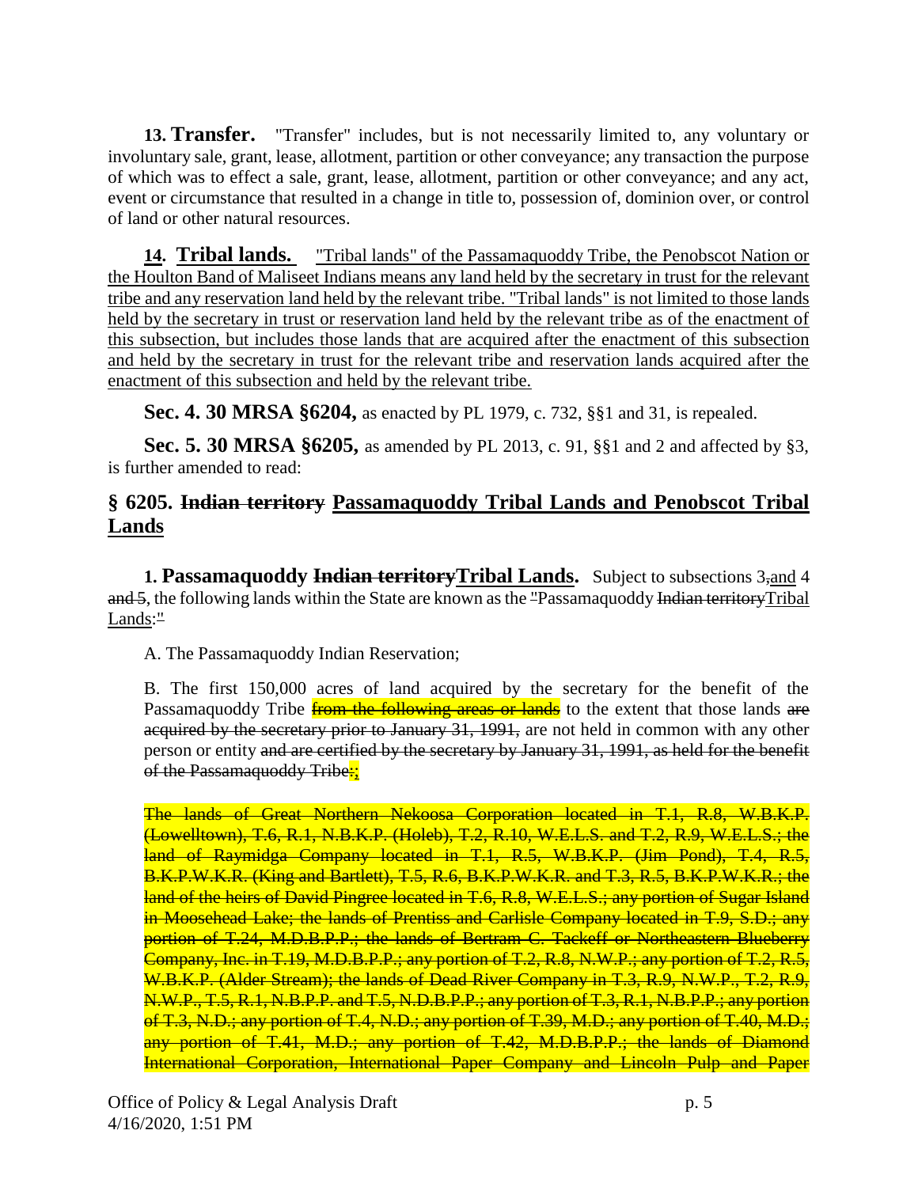**13. Transfer.** "Transfer" includes, but is not necessarily limited to, any voluntary or involuntary sale, grant, lease, allotment, partition or other conveyance; any transaction the purpose of which was to effect a sale, grant, lease, allotment, partition or other conveyance; and any act, event or circumstance that resulted in a change in title to, possession of, dominion over, or control of land or other natural resources.

<u>**14. Tribal lands.** "Tribal lands" of the Passamaquoddy Tribe, the Penobscot Nation or the Houlton Band of Maliseet Indians means any land held by the secretary in trust for the relevant tribe and any reservation land held by the relevant tribe. "Tribal lands" is not limited to those lands held by the secretary in trust or reservation land held by the relevant tribe as of the enactment of this subsection, but includes those lands that are acquired after the enactment of this subsection and held by the secretary in trust for the relevant tribe and reservation lands acquired after the enactment of this subsection and held by the relevant tribe.</u>

**Sec. 4. 30 MRSA §6204,** as enacted by PL 1979, c. 732, §§1 and 31, is repealed.

**Sec. 5. 30 MRSA §6205,** as amended by PL 2013, c. 91, §§1 and 2 and affected by §3, is further amended to read:

## § 6205. ~~Indian territory~~ <u>Passamaquoddy Tribal Lands and Penobscot Tribal Lands</u>

**1. Passamaquoddy ~~Indian territory~~<u>Tribal Lands</u>.** Subject to subsections 3~~,~~<u>and</u> 4 ~~and 5~~, the following lands within the State are known as the ~~"~~Passamaquoddy ~~Indian territory~~<u>Tribal Lands</u>:~~"~~

A. The Passamaquoddy Indian Reservation;

B. The first 150,000 acres of land acquired by the secretary for the benefit of the Passamaquoddy Tribe ~~from the following areas or lands~~ to the extent that those lands ~~are acquired by the secretary prior to January 31, 1991,~~ are not held in common with any other person or entity ~~and are certified by the secretary by January 31, 1991, as held for the benefit of the Passamaquoddy Tribe:~~<u>;</u>

~~The lands of Great Northern Nekoosa Corporation located in T.1, R.8, W.B.K.P. (Lowelltown), T.6, R.1, N.B.K.P. (Holeb), T.2, R.10, W.E.L.S. and T.2, R.9, W.E.L.S.; the land of Raymidga Company located in T.1, R.5, W.B.K.P. (Jim Pond), T.4, R.5, B.K.P.W.K.R. (King and Bartlett), T.5, R.6, B.K.P.W.K.R. and T.3, R.5, B.K.P.W.K.R.; the land of the heirs of David Pingree located in T.6, R.8, W.E.L.S.; any portion of Sugar Island in Moosehead Lake; the lands of Prentiss and Carlisle Company located in T.9, S.D.; any portion of T.24, M.D.B.P.P.; the lands of Bertram C. Tackeff or Northeastern Blueberry Company, Inc. in T.19, M.D.B.P.P.; any portion of T.2, R.8, N.W.P.; any portion of T.2, R.5, W.B.K.P. (Alder Stream); the lands of Dead River Company in T.3, R.9, N.W.P., T.2, R.9, N.W.P., T.5, R.1, N.B.P.P. and T.5, N.D.B.P.P.; any portion of T.3, R.1, N.B.P.P.; any portion of T.3, N.D.; any portion of T.4, N.D.; any portion of T.39, M.D.; any portion of T.40, M.D.; any portion of T.41, M.D.; any portion of T.42, M.D.B.P.P.; the lands of Diamond International Corporation, International Paper Company and Lincoln Pulp and Paper~~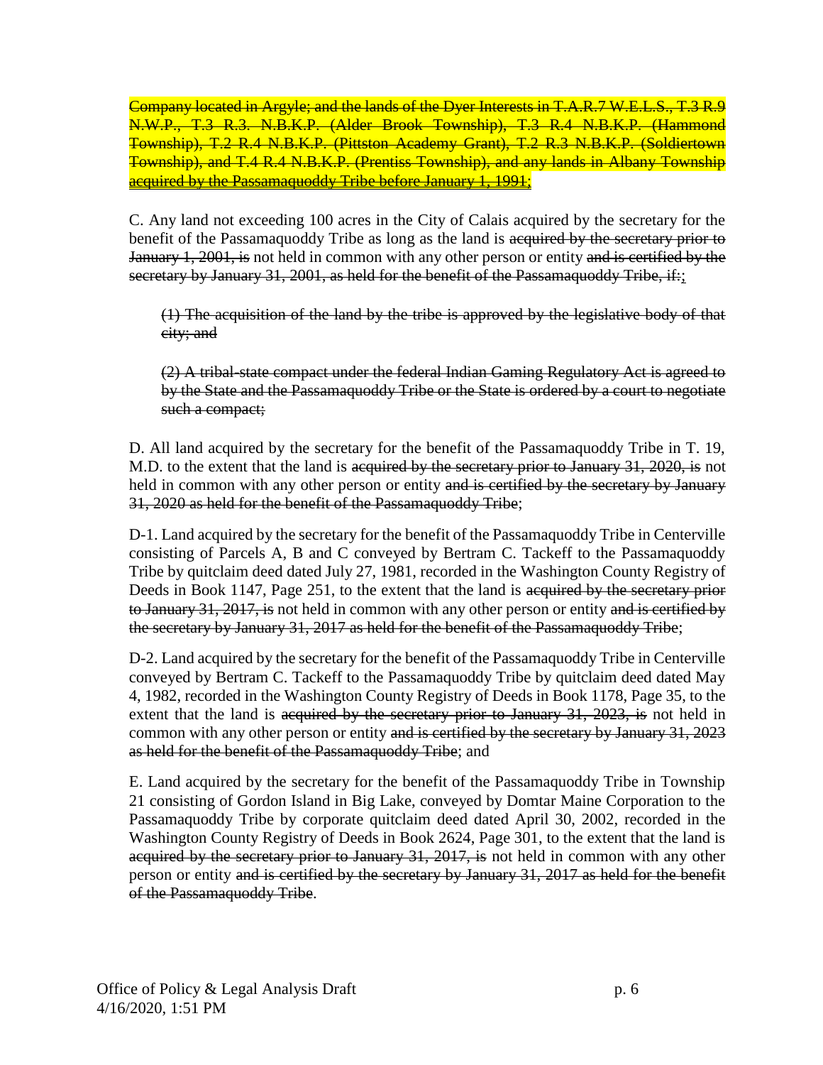~~Company located in Argyle; and the lands of the Dyer Interests in T.A.R.7 W.E.L.S., T.3 R.9 N.W.P., T.3 R.3. N.B.K.P. (Alder Brook Township), T.3 R.4 N.B.K.P. (Hammond Township), T.2 R.4 N.B.K.P. (Pittston Academy Grant), T.2 R.3 N.B.K.P. (Soldiertown Township), and T.4 R.4 N.B.K.P. (Prentiss Township), and any lands in Albany Township acquired by the Passamaquoddy Tribe before January 1, 1991;~~

C. Any land not exceeding 100 acres in the City of Calais acquired by the secretary for the benefit of the Passamaquoddy Tribe as long as the land is ~~acquired by the secretary prior to January 1, 2001, is~~ not held in common with any other person or entity ~~and is certified by the secretary by January 31, 2001, as held for the benefit of the Passamaquoddy Tribe, if:~~;

~~(1) The acquisition of the land by the tribe is approved by the legislative body of that city; and~~

~~(2) A tribal-state compact under the federal Indian Gaming Regulatory Act is agreed to by the State and the Passamaquoddy Tribe or the State is ordered by a court to negotiate such a compact;~~

D. All land acquired by the secretary for the benefit of the Passamaquoddy Tribe in T. 19, M.D. to the extent that the land is ~~acquired by the secretary prior to January 31, 2020, is~~ not held in common with any other person or entity ~~and is certified by the secretary by January 31, 2020 as held for the benefit of the Passamaquoddy Tribe~~;

D-1. Land acquired by the secretary for the benefit of the Passamaquoddy Tribe in Centerville consisting of Parcels A, B and C conveyed by Bertram C. Tackeff to the Passamaquoddy Tribe by quitclaim deed dated July 27, 1981, recorded in the Washington County Registry of Deeds in Book 1147, Page 251, to the extent that the land is ~~acquired by the secretary prior to January 31, 2017, is~~ not held in common with any other person or entity ~~and is certified by the secretary by January 31, 2017 as held for the benefit of the Passamaquoddy Tribe~~;

D-2. Land acquired by the secretary for the benefit of the Passamaquoddy Tribe in Centerville conveyed by Bertram C. Tackeff to the Passamaquoddy Tribe by quitclaim deed dated May 4, 1982, recorded in the Washington County Registry of Deeds in Book 1178, Page 35, to the extent that the land is ~~acquired by the secretary prior to January 31, 2023, is~~ not held in common with any other person or entity ~~and is certified by the secretary by January 31, 2023 as held for the benefit of the Passamaquoddy Tribe~~; and

E. Land acquired by the secretary for the benefit of the Passamaquoddy Tribe in Township 21 consisting of Gordon Island in Big Lake, conveyed by Domtar Maine Corporation to the Passamaquoddy Tribe by corporate quitclaim deed dated April 30, 2002, recorded in the Washington County Registry of Deeds in Book 2624, Page 301, to the extent that the land is ~~acquired by the secretary prior to January 31, 2017, is~~ not held in common with any other person or entity ~~and is certified by the secretary by January 31, 2017 as held for the benefit of the Passamaquoddy Tribe~~.

Office of Policy & Legal Analysis Draft
4/16/2020, 1:51 PM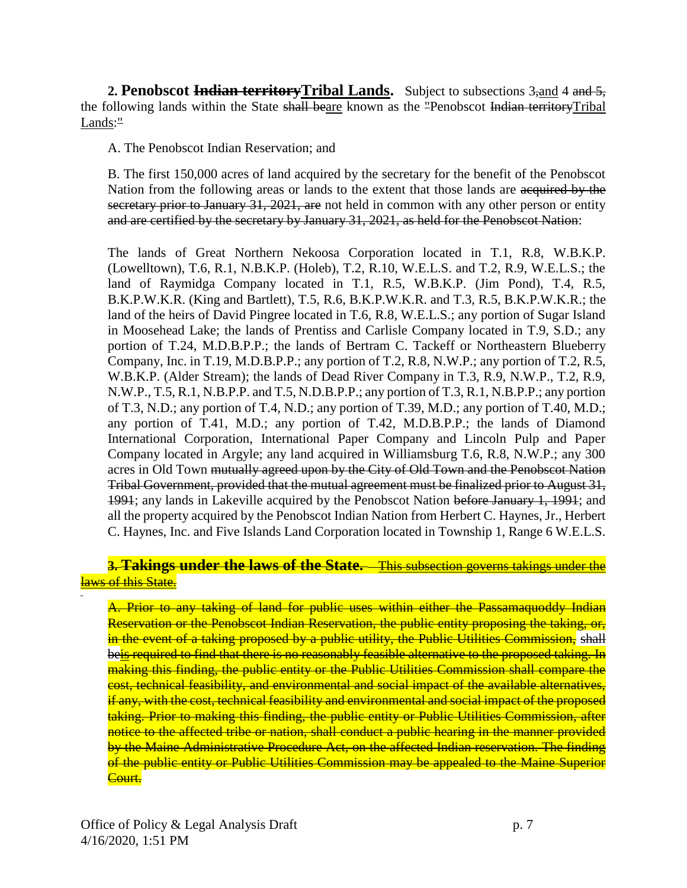**2. Penobscot ~~Indian territory~~<u>Tribal Lands</u>.** Subject to subsections 3~~,~~<u>and</u> 4 ~~and 5,~~ the following lands within the State ~~shall be~~<u>are</u> known as the ~~"~~Penobscot ~~Indian territory~~<u>Tribal Lands</u>:~~"~~

A. The Penobscot Indian Reservation; and

B. The first 150,000 acres of land acquired by the secretary for the benefit of the Penobscot Nation from the following areas or lands to the extent that those lands are ~~acquired by the secretary prior to January 31, 2021, are~~ not held in common with any other person or entity ~~and are certified by the secretary by January 31, 2021, as held for the Penobscot Nation~~:

The lands of Great Northern Nekoosa Corporation located in T.1, R.8, W.B.K.P. (Lowelltown), T.6, R.1, N.B.K.P. (Holeb), T.2, R.10, W.E.L.S. and T.2, R.9, W.E.L.S.; the land of Raymidga Company located in T.1, R.5, W.B.K.P. (Jim Pond), T.4, R.5, B.K.P.W.K.R. (King and Bartlett), T.5, R.6, B.K.P.W.K.R. and T.3, R.5, B.K.P.W.K.R.; the land of the heirs of David Pingree located in T.6, R.8, W.E.L.S.; any portion of Sugar Island in Moosehead Lake; the lands of Prentiss and Carlisle Company located in T.9, S.D.; any portion of T.24, M.D.B.P.P.; the lands of Bertram C. Tackeff or Northeastern Blueberry Company, Inc. in T.19, M.D.B.P.P.; any portion of T.2, R.8, N.W.P.; any portion of T.2, R.5, W.B.K.P. (Alder Stream); the lands of Dead River Company in T.3, R.9, N.W.P., T.2, R.9, N.W.P., T.5, R.1, N.B.P.P. and T.5, N.D.B.P.P.; any portion of T.3, R.1, N.B.P.P.; any portion of T.3, N.D.; any portion of T.4, N.D.; any portion of T.39, M.D.; any portion of T.40, M.D.; any portion of T.41, M.D.; any portion of T.42, M.D.B.P.P.; the lands of Diamond International Corporation, International Paper Company and Lincoln Pulp and Paper Company located in Argyle; any land acquired in Williamsburg T.6, R.8, N.W.P.; any 300 acres in Old Town ~~mutually agreed upon by the City of Old Town and the Penobscot Nation Tribal Government, provided that the mutual agreement must be finalized prior to August 31, 1991~~; any lands in Lakeville acquired by the Penobscot Nation ~~before January 1, 1991~~; and all the property acquired by the Penobscot Indian Nation from Herbert C. Haynes, Jr., Herbert C. Haynes, Inc. and Five Islands Land Corporation located in Township 1, Range 6 W.E.L.S.

~~**3. Takings under the laws of the State.** This subsection governs takings under the laws of this State.~~

~~A. Prior to any taking of land for public uses within either the Passamaquoddy Indian Reservation or the Penobscot Indian Reservation, the public entity proposing the taking, or, in the event of a taking proposed by a public utility, the Public Utilities Commission,~~ shall be~~<u>is</u> required to find that there is no reasonably feasible alternative to the proposed taking. In making this finding, the public entity or the Public Utilities Commission shall compare the cost, technical feasibility, and environmental and social impact of the available alternatives, if any, with the cost, technical feasibility and environmental and social impact of the proposed taking. Prior to making this finding, the public entity or Public Utilities Commission, after notice to the affected tribe or nation, shall conduct a public hearing in the manner provided by the Maine Administrative Procedure Act, on the affected Indian reservation. The finding of the public entity or Public Utilities Commission may be appealed to the Maine Superior Court.~~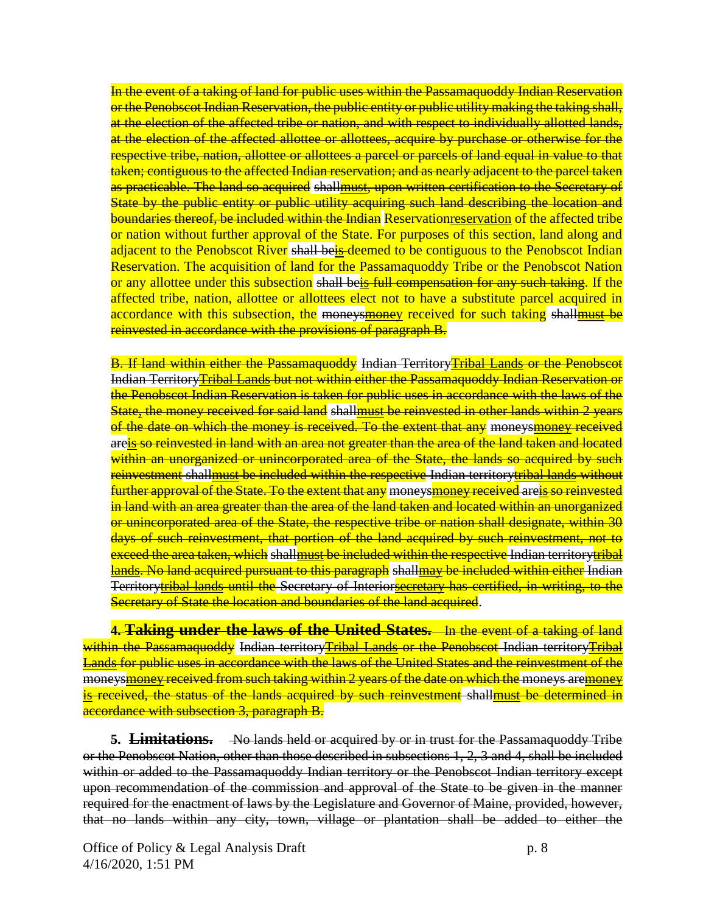In the event of a taking of land for public uses within the Passamaquoddy Indian Reservation or the Penobscot Indian Reservation, the public entity or public utility making the taking shall, at the election of the affected tribe or nation, and with respect to individually allotted lands, at the election of the affected allottee or allottees, acquire by purchase or otherwise for the respective tribe, nation, allottee or allottees a parcel or parcels of land equal in value to that taken; contiguous to the affected Indian reservation; and as nearly adjacent to the parcel taken as practicable. The land so acquired shallmust, upon written certification to the Secretary of State by the public entity or public utility acquiring such land describing the location and boundaries thereof, be included within the Indian Reservationreservation of the affected tribe or nation without further approval of the State. For purposes of this section, land along and adjacent to the Penobscot River shall beis deemed to be contiguous to the Penobscot Indian Reservation. The acquisition of land for the Passamaquoddy Tribe or the Penobscot Nation or any allottee under this subsection shall beis full compensation for any such taking. If the affected tribe, nation, allottee or allottees elect not to have a substitute parcel acquired in accordance with this subsection, the moneysmoney received for such taking shallmust be reinvested in accordance with the provisions of paragraph B.

B. If land within either the Passamaquoddy Indian TerritoryTribal Lands or the Penobscot Indian TerritoryTribal Lands but not within either the Passamaquoddy Indian Reservation or the Penobscot Indian Reservation is taken for public uses in accordance with the laws of the State, the money received for said land shallmust be reinvested in other lands within 2 years of the date on which the money is received. To the extent that any moneysmoney received areis so reinvested in land with an area not greater than the area of the land taken and located within an unorganized or unincorporated area of the State, the lands so acquired by such reinvestment shallmust be included within the respective Indian territorytribal lands without further approval of the State. To the extent that any moneysmoney received areis so reinvested in land with an area greater than the area of the land taken and located within an unorganized or unincorporated area of the State, the respective tribe or nation shall designate, within 30 days of such reinvestment, that portion of the land acquired by such reinvestment, not to exceed the area taken, which shallmust be included within the respective Indian territorytribal lands. No land acquired pursuant to this paragraph shallmay be included within either Indian Territorytribal lands until the Secretary of Interiorsecretary has certified, in writing, to the Secretary of State the location and boundaries of the land acquired.

**4. Taking under the laws of the United States.** In the event of a taking of land within the Passamaquoddy Indian territoryTribal Lands or the Penobscot Indian territoryTribal Lands for public uses in accordance with the laws of the United States and the reinvestment of the moneysmoney received from such taking within 2 years of the date on which the moneys aremoney is received, the status of the lands acquired by such reinvestment shallmust be determined in accordance with subsection 3, paragraph B.

**5. Limitations.** No lands held or acquired by or in trust for the Passamaquoddy Tribe or the Penobscot Nation, other than those described in subsections 1, 2, 3 and 4, shall be included within or added to the Passamaquoddy Indian territory or the Penobscot Indian territory except upon recommendation of the commission and approval of the State to be given in the manner required for the enactment of laws by the Legislature and Governor of Maine, provided, however, that no lands within any city, town, village or plantation shall be added to either the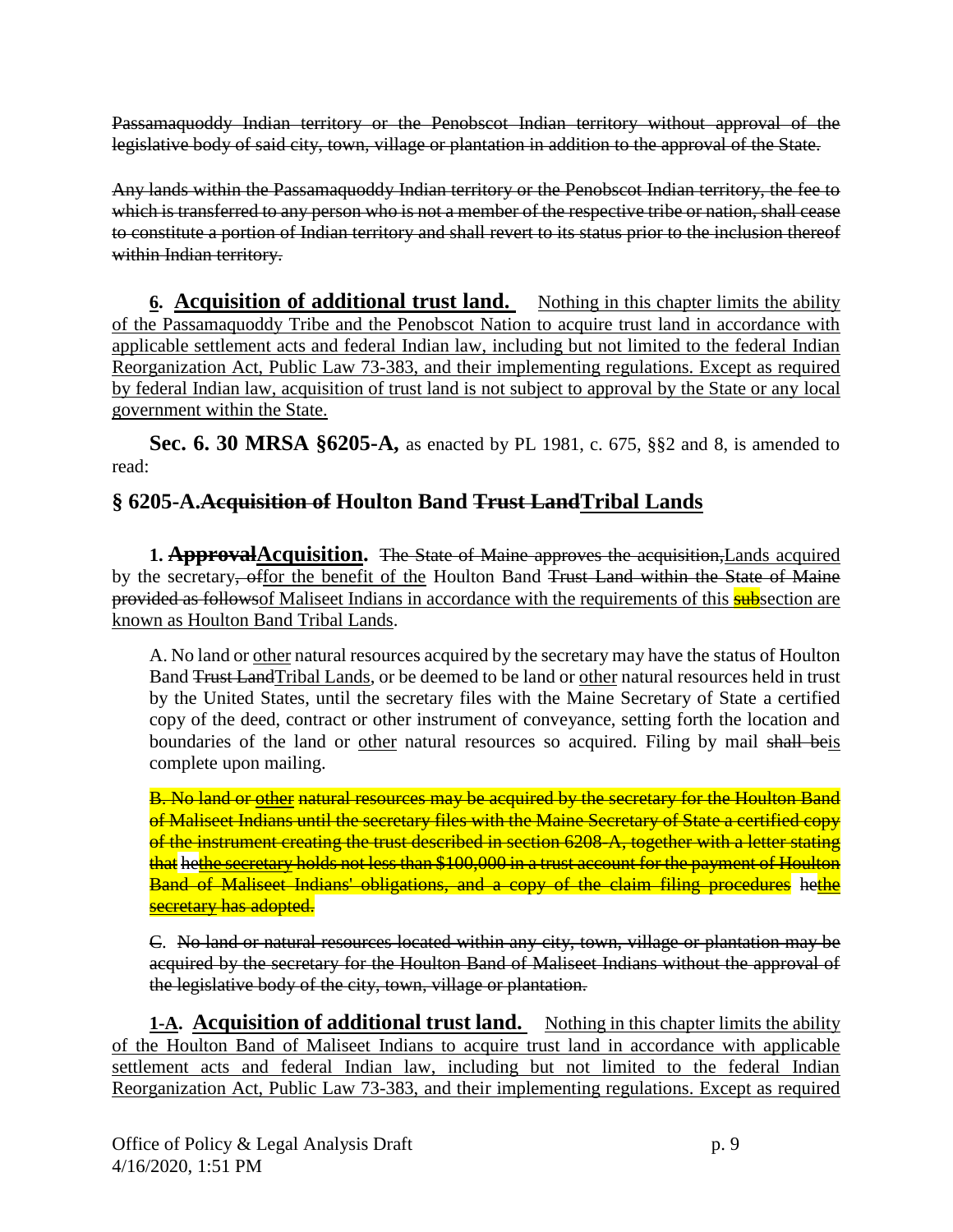~~Passamaquoddy Indian territory or the Penobscot Indian territory without approval of the legislative body of said city, town, village or plantation in addition to the approval of the State.~~

~~Any lands within the Passamaquoddy Indian territory or the Penobscot Indian territory, the fee to which is transferred to any person who is not a member of the respective tribe or nation, shall cease to constitute a portion of Indian territory and shall revert to its status prior to the inclusion thereof within Indian territory.~~

**6. <u>Acquisition of additional trust land.</u>** <u>Nothing in this chapter limits the ability of the Passamaquoddy Tribe and the Penobscot Nation to acquire trust land in accordance with applicable settlement acts and federal Indian law, including but not limited to the federal Indian Reorganization Act, Public Law 73-383, and their implementing regulations. Except as required by federal Indian law, acquisition of trust land is not subject to approval by the State or any local government within the State.</u>

**Sec. 6. 30 MRSA §6205-A,** as enacted by PL 1981, c. 675, §§2 and 8, is amended to read:

## § 6205-A.~~Acquisition of~~ Houlton Band ~~Trust Land~~<u>Tribal Lands</u>

**1. ~~Approval~~<u>Acquisition</u>.** ~~The State of Maine approves the acquisition,~~<u>Lands acquired</u> by the secretary~~, of~~<u>for the benefit of the</u> Houlton Band ~~Trust Land within the State of Maine provided as follows~~<u>of Maliseet Indians in accordance with the requirements of this subsection are known as Houlton Band Tribal Lands</u>.

A. No land or <u>other</u> natural resources acquired by the secretary may have the status of Houlton Band ~~Trust Land~~<u>Tribal Lands</u>, or be deemed to be land or <u>other</u> natural resources held in trust by the United States, until the secretary files with the Maine Secretary of State a certified copy of the deed, contract or other instrument of conveyance, setting forth the location and boundaries of the land or <u>other</u> natural resources so acquired. Filing by mail ~~shall be~~<u>is</u> complete upon mailing.

~~B. No land or <u>other</u> natural resources may be acquired by the secretary for the Houlton Band of Maliseet Indians until the secretary files with the Maine Secretary of State a certified copy of the instrument creating the trust described in section 6208-A, together with a letter stating that he<u>the secretary</u> holds not less than $100,000 in a trust account for the payment of Houlton Band of Maliseet Indians' obligations, and a copy of the claim filing procedures he<u>the secretary</u> has adopted.~~

~~C. No land or natural resources located within any city, town, village or plantation may be acquired by the secretary for the Houlton Band of Maliseet Indians without the approval of the legislative body of the city, town, village or plantation.~~

**<u>1-A.</u> <u>Acquisition of additional trust land.</u>** <u>Nothing in this chapter limits the ability of the Houlton Band of Maliseet Indians to acquire trust land in accordance with applicable settlement acts and federal Indian law, including but not limited to the federal Indian Reorganization Act, Public Law 73-383, and their implementing regulations. Except as required</u>

Office of Policy & Legal Analysis Draft
4/16/2020, 1:51 PM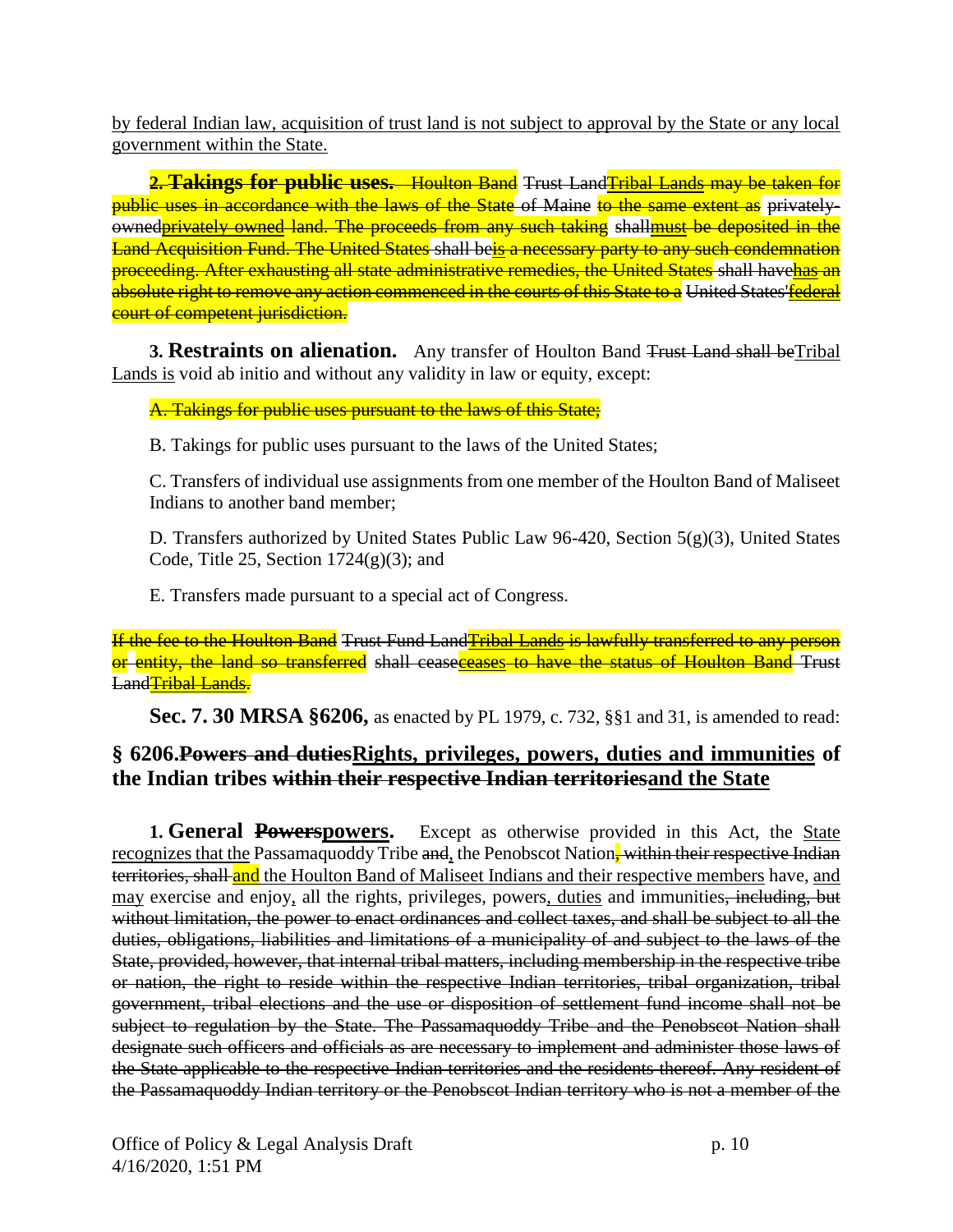by federal Indian law, acquisition of trust land is not subject to approval by the State or any local government within the State.

**2. Takings for public uses.** Houlton Band Trust LandTribal Lands may be taken for public uses in accordance with the laws of the State of Maine to the same extent as privately-ownedprivately owned land. The proceeds from any such taking shallmust be deposited in the Land Acquisition Fund. The United States shall beis a necessary party to any such condemnation proceeding. After exhausting all state administrative remedies, the United States shall havehas an absolute right to remove any action commenced in the courts of this State to a United States'federal court of competent jurisdiction.

**3. Restraints on alienation.** Any transfer of Houlton Band Trust Land shall beTribal Lands is void ab initio and without any validity in law or equity, except:

A. Takings for public uses pursuant to the laws of this State;

B. Takings for public uses pursuant to the laws of the United States;

C. Transfers of individual use assignments from one member of the Houlton Band of Maliseet Indians to another band member;

D. Transfers authorized by United States Public Law 96-420, Section 5(g)(3), United States Code, Title 25, Section 1724(g)(3); and

E. Transfers made pursuant to a special act of Congress.

If the fee to the Houlton Band Trust Fund LandTribal Lands is lawfully transferred to any person or entity, the land so transferred shall ceaseceases to have the status of Houlton Band Trust LandTribal Lands.

**Sec. 7. 30 MRSA §6206,** as enacted by PL 1979, c. 732, §§1 and 31, is amended to read:

## § 6206.Powers and dutiesRights, privileges, powers, duties and immunities of the Indian tribes within their respective Indian territoriesand the State

**1. General Powerspowers.** Except as otherwise provided in this Act, the State recognizes that the Passamaquoddy Tribe and, the Penobscot Nation, within their respective Indian territories, shall and the Houlton Band of Maliseet Indians and their respective members have, and may exercise and enjoy, all the rights, privileges, powers, duties and immunities, including, but without limitation, the power to enact ordinances and collect taxes, and shall be subject to all the duties, obligations, liabilities and limitations of a municipality of and subject to the laws of the State, provided, however, that internal tribal matters, including membership in the respective tribe or nation, the right to reside within the respective Indian territories, tribal organization, tribal government, tribal elections and the use or disposition of settlement fund income shall not be subject to regulation by the State. The Passamaquoddy Tribe and the Penobscot Nation shall designate such officers and officials as are necessary to implement and administer those laws of the State applicable to the respective Indian territories and the residents thereof. Any resident of the Passamaquoddy Indian territory or the Penobscot Indian territory who is not a member of the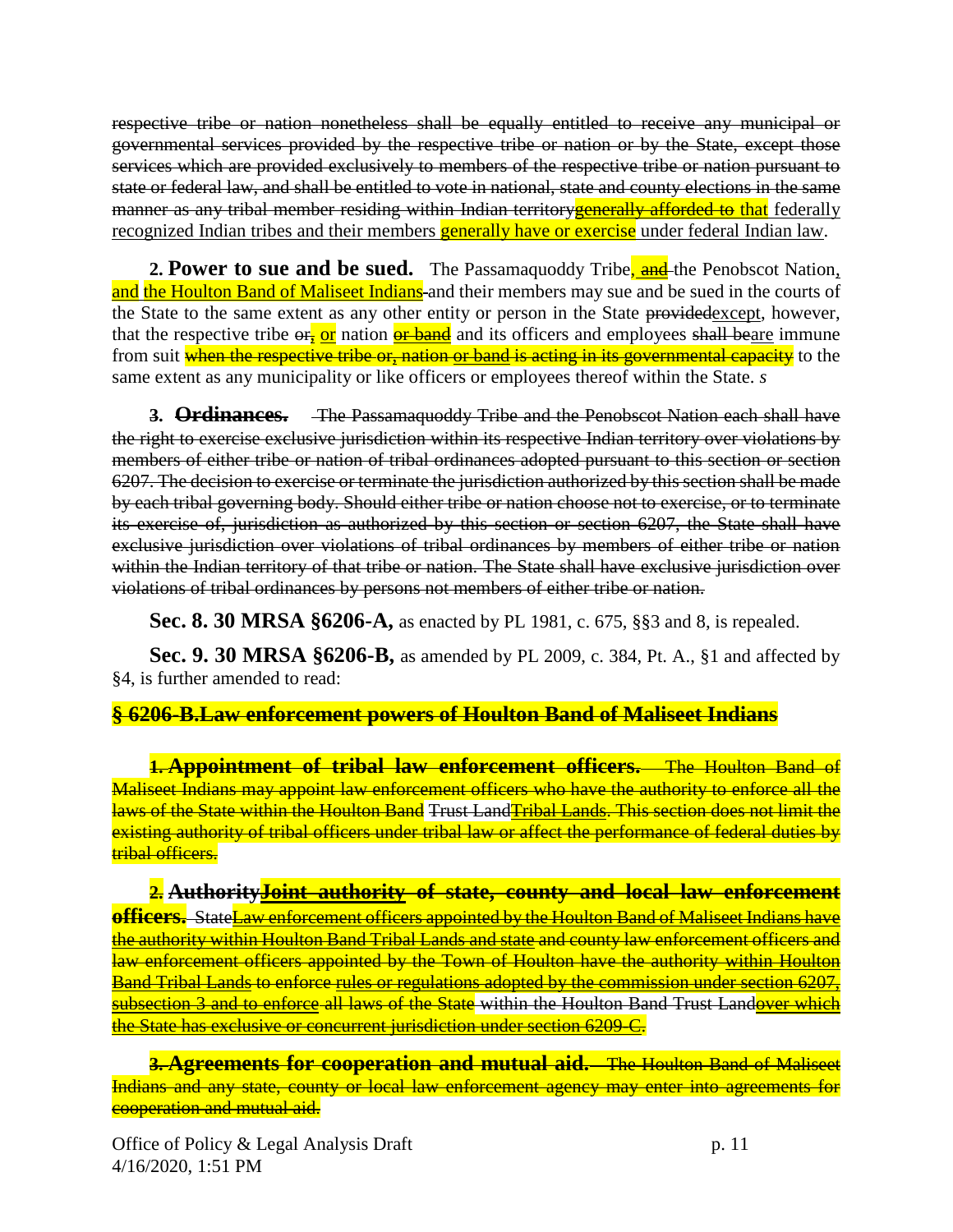respective tribe or nation nonetheless shall be equally entitled to receive any municipal or governmental services provided by the respective tribe or nation or by the State, except those services which are provided exclusively to members of the respective tribe or nation pursuant to state or federal law, and shall be entitled to vote in national, state and county elections in the same manner as any tribal member residing within Indian territorygenerally afforded to that federally recognized Indian tribes and their members generally have or exercise under federal Indian law.

**2. Power to sue and be sued.** The Passamaquoddy Tribe, and the Penobscot Nation, and the Houlton Band of Maliseet Indians and their members may sue and be sued in the courts of the State to the same extent as any other entity or person in the State providedexcept, however, that the respective tribe or, or nation or band and its officers and employees shall beare immune from suit when the respective tribe or, nation or band is acting in its governmental capacity to the same extent as any municipality or like officers or employees thereof within the State. *s*

**3. Ordinances.** The Passamaquoddy Tribe and the Penobscot Nation each shall have the right to exercise exclusive jurisdiction within its respective Indian territory over violations by members of either tribe or nation of tribal ordinances adopted pursuant to this section or section 6207. The decision to exercise or terminate the jurisdiction authorized by this section shall be made by each tribal governing body. Should either tribe or nation choose not to exercise, or to terminate its exercise of, jurisdiction as authorized by this section or section 6207, the State shall have exclusive jurisdiction over violations of tribal ordinances by members of either tribe or nation within the Indian territory of that tribe or nation. The State shall have exclusive jurisdiction over violations of tribal ordinances by persons not members of either tribe or nation.

**Sec. 8. 30 MRSA §6206-A,** as enacted by PL 1981, c. 675, §§3 and 8, is repealed.

**Sec. 9. 30 MRSA §6206-B,** as amended by PL 2009, c. 384, Pt. A., §1 and affected by §4, is further amended to read:

**§ 6206-B.Law enforcement powers of Houlton Band of Maliseet Indians**

**1. Appointment of tribal law enforcement officers.** The Houlton Band of Maliseet Indians may appoint law enforcement officers who have the authority to enforce all the laws of the State within the Houlton Band Trust LandTribal Lands. This section does not limit the existing authority of tribal officers under tribal law or affect the performance of federal duties by tribal officers.

**2. AuthorityJoint authority of state, county and local law enforcement officers.** StateLaw enforcement officers appointed by the Houlton Band of Maliseet Indians have the authority within Houlton Band Tribal Lands and state and county law enforcement officers and law enforcement officers appointed by the Town of Houlton have the authority within Houlton Band Tribal Lands to enforce rules or regulations adopted by the commission under section 6207, subsection 3 and to enforce all laws of the State within the Houlton Band Trust Landover which the State has exclusive or concurrent jurisdiction under section 6209-C.

**3. Agreements for cooperation and mutual aid.** The Houlton Band of Maliseet Indians and any state, county or local law enforcement agency may enter into agreements for cooperation and mutual aid.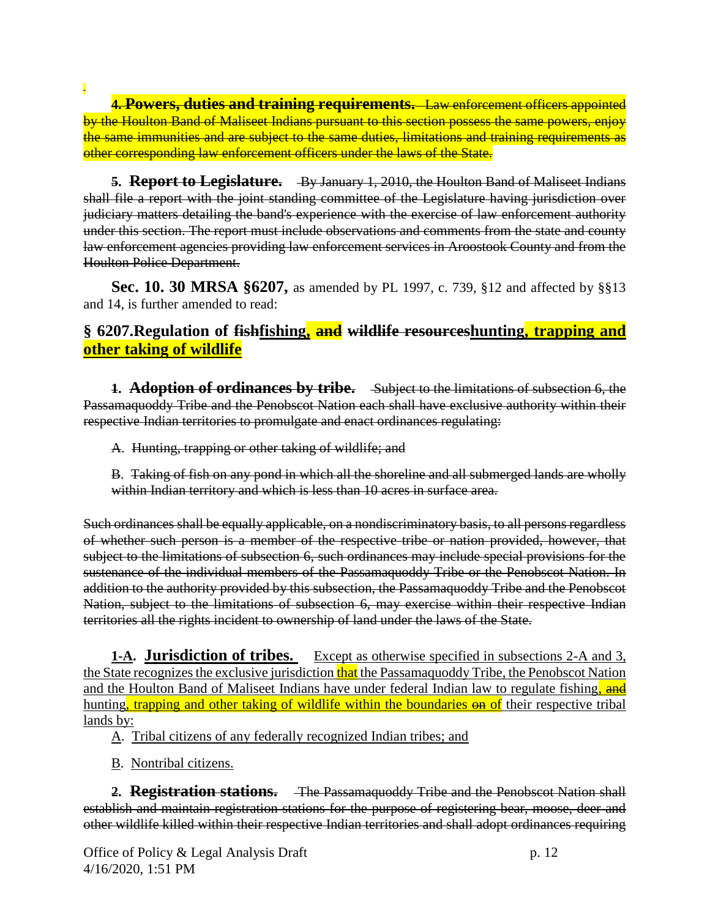**4. Powers, duties and training requirements.** ~~Law enforcement officers appointed by the Houlton Band of Maliseet Indians pursuant to this section possess the same powers, enjoy the same immunities and are subject to the same duties, limitations and training requirements as other corresponding law enforcement officers under the laws of the State.~~

**5. Report to Legislature.** ~~By January 1, 2010, the Houlton Band of Maliseet Indians shall file a report with the joint standing committee of the Legislature having jurisdiction over judiciary matters detailing the band's experience with the exercise of law enforcement authority under this section. The report must include observations and comments from the state and county law enforcement agencies providing law enforcement services in Aroostook County and from the Houlton Police Department.~~

**Sec. 10. 30 MRSA §6207,** as amended by PL 1997, c. 739, §12 and affected by §§13 and 14, is further amended to read:

## § 6207.Regulation of ~~fish~~fishing, ~~and~~ ~~wildlife resources~~hunting, trapping and other taking of wildlife

**1. Adoption of ordinances by tribe.** ~~Subject to the limitations of subsection 6, the Passamaquoddy Tribe and the Penobscot Nation each shall have exclusive authority within their respective Indian territories to promulgate and enact ordinances regulating:~~

~~A. Hunting, trapping or other taking of wildlife; and~~

~~B. Taking of fish on any pond in which all the shoreline and all submerged lands are wholly within Indian territory and which is less than 10 acres in surface area.~~

~~Such ordinances shall be equally applicable, on a nondiscriminatory basis, to all persons regardless of whether such person is a member of the respective tribe or nation provided, however, that subject to the limitations of subsection 6, such ordinances may include special provisions for the sustenance of the individual members of the Passamaquoddy Tribe or the Penobscot Nation. In addition to the authority provided by this subsection, the Passamaquoddy Tribe and the Penobscot Nation, subject to the limitations of subsection 6, may exercise within their respective Indian territories all the rights incident to ownership of land under the laws of the State.~~

**1-A. Jurisdiction of tribes.** Except as otherwise specified in subsections 2-A and 3, the State recognizes the exclusive jurisdiction that the Passamaquoddy Tribe, the Penobscot Nation and the Houlton Band of Maliseet Indians have under federal Indian law to regulate fishing, ~~and~~ hunting, trapping and other taking of wildlife within the boundaries ~~on~~ of their respective tribal lands by:

A. Tribal citizens of any federally recognized Indian tribes; and

B. Nontribal citizens.

**2. Registration stations.** ~~The Passamaquoddy Tribe and the Penobscot Nation shall establish and maintain registration stations for the purpose of registering bear, moose, deer and other wildlife killed within their respective Indian territories and shall adopt ordinances requiring~~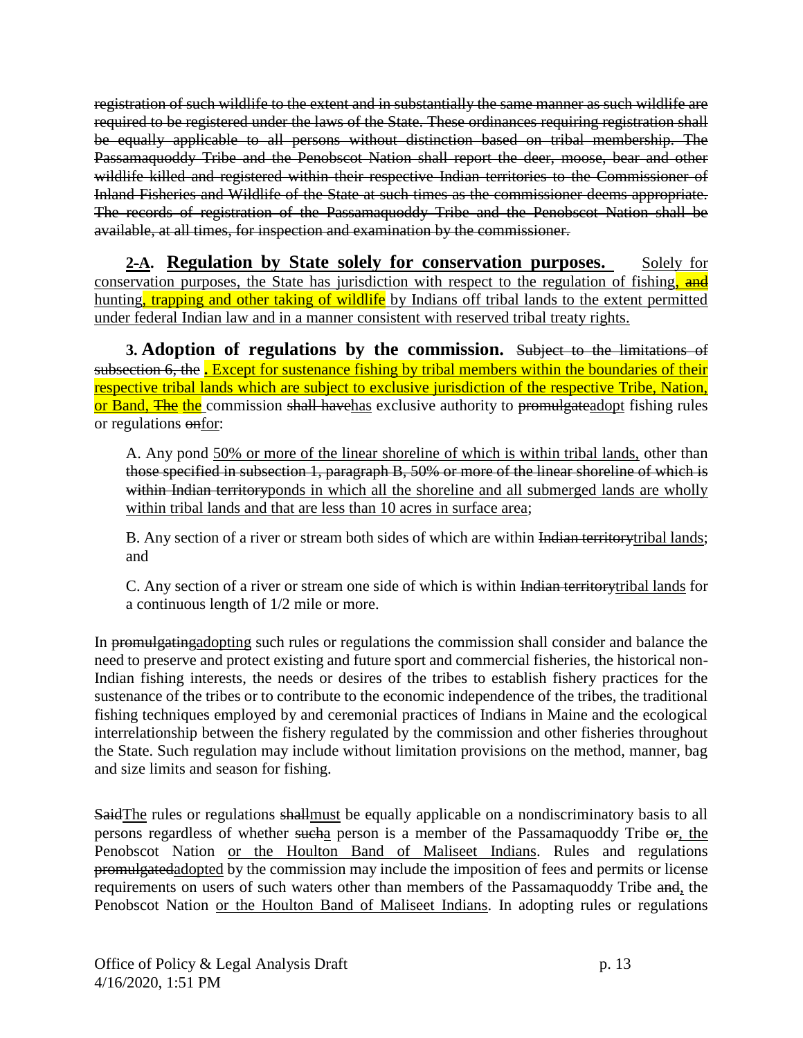~~registration of such wildlife to the extent and in substantially the same manner as such wildlife are required to be registered under the laws of the State. These ordinances requiring registration shall be equally applicable to all persons without distinction based on tribal membership. The Passamaquoddy Tribe and the Penobscot Nation shall report the deer, moose, bear and other wildlife killed and registered within their respective Indian territories to the Commissioner of Inland Fisheries and Wildlife of the State at such times as the commissioner deems appropriate. The records of registration of the Passamaquoddy Tribe and the Penobscot Nation shall be available, at all times, for inspection and examination by the commissioner.~~

**<u>2-A</u>. <u>Regulation by State solely for conservation purposes.</u>** <u>Solely for conservation purposes, the State has jurisdiction with respect to the regulation of fishing</u>, ~~and~~ <u>hunting</u>, trapping and other taking of wildlife <u>by Indians off tribal lands to the extent permitted under federal Indian law and in a manner consistent with reserved tribal treaty rights.</u>

**3. Adoption of regulations by the commission.** ~~Subject to the limitations of subsection 6, the~~ **.** <u>Except for sustenance fishing by tribal members within the boundaries of their respective tribal lands which are subject to exclusive jurisdiction of the respective Tribe, Nation, or Band,</u> ~~The~~ <u>the</u> commission ~~shall have~~<u>has</u> exclusive authority to ~~promulgate~~<u>adopt</u> fishing rules or regulations ~~on~~<u>for</u>:

A. Any pond <u>50% or more of the linear shoreline of which is within tribal lands,</u> other than ~~those specified in subsection 1, paragraph B, 50% or more of the linear shoreline of which is within Indian territory~~<u>ponds in which all the shoreline and all submerged lands are wholly within tribal lands and that are less than 10 acres in surface area</u>;

B. Any section of a river or stream both sides of which are within ~~Indian territory~~<u>tribal lands</u>; and

C. Any section of a river or stream one side of which is within ~~Indian territory~~<u>tribal lands</u> for a continuous length of 1/2 mile or more.

In ~~promulgating~~<u>adopting</u> such rules or regulations the commission shall consider and balance the need to preserve and protect existing and future sport and commercial fisheries, the historical non-Indian fishing interests, the needs or desires of the tribes to establish fishery practices for the sustenance of the tribes or to contribute to the economic independence of the tribes, the traditional fishing techniques employed by and ceremonial practices of Indians in Maine and the ecological interrelationship between the fishery regulated by the commission and other fisheries throughout the State. Such regulation may include without limitation provisions on the method, manner, bag and size limits and season for fishing.

~~Said~~<u>The</u> rules or regulations ~~shall~~<u>must</u> be equally applicable on a nondiscriminatory basis to all persons regardless of whether ~~such~~<u>a</u> person is a member of the Passamaquoddy Tribe ~~or~~<u>, the</u> Penobscot Nation <u>or the Houlton Band of Maliseet Indians</u>. Rules and regulations ~~promulgated~~<u>adopted</u> by the commission may include the imposition of fees and permits or license requirements on users of such waters other than members of the Passamaquoddy Tribe ~~and~~<u>,</u> the Penobscot Nation <u>or the Houlton Band of Maliseet Indians</u>. In adopting rules or regulations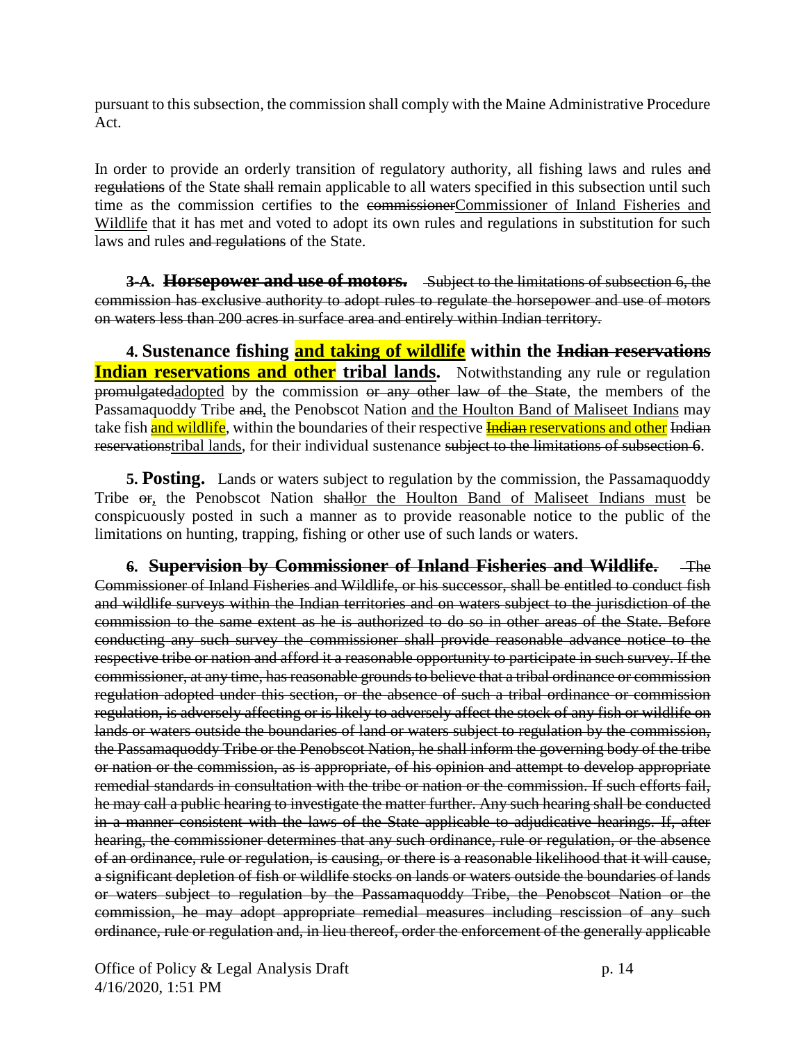pursuant to this subsection, the commission shall comply with the Maine Administrative Procedure Act.

In order to provide an orderly transition of regulatory authority, all fishing laws and rules ~~and regulations~~ of the State ~~shall~~ remain applicable to all waters specified in this subsection until such time as the commission certifies to the ~~commissioner~~Commissioner of Inland Fisheries and Wildlife that it has met and voted to adopt its own rules and regulations in substitution for such laws and rules ~~and regulations~~ of the State.

~~**3-A. Horsepower and use of motors.** Subject to the limitations of subsection 6, the commission has exclusive authority to adopt rules to regulate the horsepower and use of motors on waters less than 200 acres in surface area and entirely within Indian territory.~~

**4. Sustenance fishing and taking of wildlife within the ~~Indian reservations~~ Indian reservations and other tribal lands.** Notwithstanding any rule or regulation ~~promulgated~~adopted by the commission ~~or any other law of the State~~, the members of the Passamaquoddy Tribe ~~and~~, the Penobscot Nation and the Houlton Band of Maliseet Indians may take fish and wildlife, within the boundaries of their respective ~~Indian~~ reservations and other ~~Indian reservations~~tribal lands, for their individual sustenance ~~subject to the limitations of subsection 6~~.

**5. Posting.** Lands or waters subject to regulation by the commission, the Passamaquoddy Tribe ~~or~~, the Penobscot Nation ~~shall~~or the Houlton Band of Maliseet Indians must be conspicuously posted in such a manner as to provide reasonable notice to the public of the limitations on hunting, trapping, fishing or other use of such lands or waters.

~~**6. Supervision by Commissioner of Inland Fisheries and Wildlife.** The Commissioner of Inland Fisheries and Wildlife, or his successor, shall be entitled to conduct fish and wildlife surveys within the Indian territories and on waters subject to the jurisdiction of the commission to the same extent as he is authorized to do so in other areas of the State. Before conducting any such survey the commissioner shall provide reasonable advance notice to the respective tribe or nation and afford it a reasonable opportunity to participate in such survey. If the commissioner, at any time, has reasonable grounds to believe that a tribal ordinance or commission regulation adopted under this section, or the absence of such a tribal ordinance or commission regulation, is adversely affecting or is likely to adversely affect the stock of any fish or wildlife on lands or waters outside the boundaries of land or waters subject to regulation by the commission, the Passamaquoddy Tribe or the Penobscot Nation, he shall inform the governing body of the tribe or nation or the commission, as is appropriate, of his opinion and attempt to develop appropriate remedial standards in consultation with the tribe or nation or the commission. If such efforts fail, he may call a public hearing to investigate the matter further. Any such hearing shall be conducted in a manner consistent with the laws of the State applicable to adjudicative hearings. If, after hearing, the commissioner determines that any such ordinance, rule or regulation, or the absence of an ordinance, rule or regulation, is causing, or there is a reasonable likelihood that it will cause, a significant depletion of fish or wildlife stocks on lands or waters outside the boundaries of lands or waters subject to regulation by the Passamaquoddy Tribe, the Penobscot Nation or the commission, he may adopt appropriate remedial measures including rescission of any such ordinance, rule or regulation and, in lieu thereof, order the enforcement of the generally applicable~~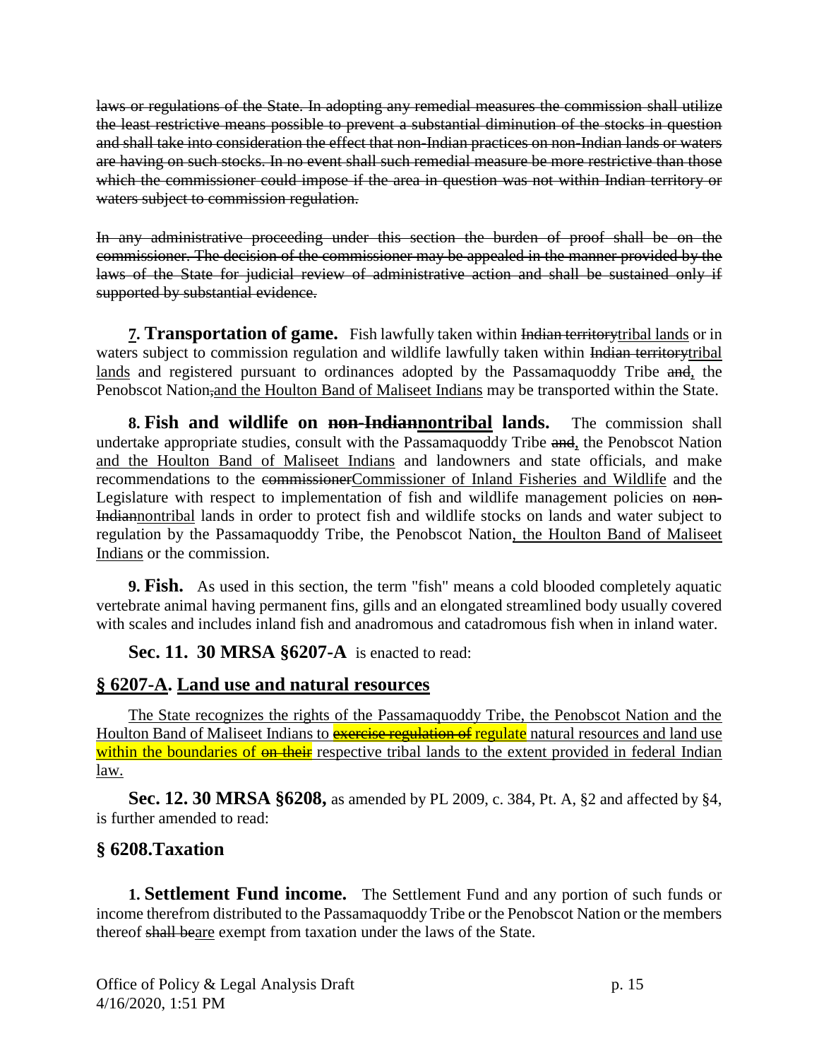~~laws or regulations of the State. In adopting any remedial measures the commission shall utilize the least restrictive means possible to prevent a substantial diminution of the stocks in question and shall take into consideration the effect that non-Indian practices on non-Indian lands or waters are having on such stocks. In no event shall such remedial measure be more restrictive than those which the commissioner could impose if the area in question was not within Indian territory or waters subject to commission regulation.~~

~~In any administrative proceeding under this section the burden of proof shall be on the commissioner. The decision of the commissioner may be appealed in the manner provided by the laws of the State for judicial review of administrative action and shall be sustained only if supported by substantial evidence.~~

**<u>7</u>. Transportation of game.** Fish lawfully taken within ~~Indian territory~~<u>tribal lands</u> or in waters subject to commission regulation and wildlife lawfully taken within ~~Indian territory~~<u>tribal lands</u> and registered pursuant to ordinances adopted by the Passamaquoddy Tribe ~~and~~<u>,</u> the Penobscot Nation~~,~~<u>and the Houlton Band of Maliseet Indians</u> may be transported within the State.

**8. Fish and wildlife on ~~non-Indian~~<u>nontribal</u> lands.** The commission shall undertake appropriate studies, consult with the Passamaquoddy Tribe ~~and~~<u>,</u> the Penobscot Nation <u>and the Houlton Band of Maliseet Indians</u> and landowners and state officials, and make recommendations to the ~~commissioner~~<u>Commissioner of Inland Fisheries and Wildlife</u> and the Legislature with respect to implementation of fish and wildlife management policies on ~~non-Indian~~<u>nontribal</u> lands in order to protect fish and wildlife stocks on lands and water subject to regulation by the Passamaquoddy Tribe, the Penobscot Nation<u>, the Houlton Band of Maliseet Indians</u> or the commission.

**9. Fish.** As used in this section, the term "fish" means a cold blooded completely aquatic vertebrate animal having permanent fins, gills and an elongated streamlined body usually covered with scales and includes inland fish and anadromous and catadromous fish when in inland water.

**Sec. 11. 30 MRSA §6207-A** is enacted to read:

## <u>§ 6207-A. Land use and natural resources</u>

<u>The State recognizes the rights of the Passamaquoddy Tribe, the Penobscot Nation and the Houlton Band of Maliseet Indians to ~~exercise regulation of~~ regulate natural resources and land use within the boundaries of ~~on their~~ respective tribal lands to the extent provided in federal Indian law.</u>

**Sec. 12. 30 MRSA §6208,** as amended by PL 2009, c. 384, Pt. A, §2 and affected by §4, is further amended to read:

## § 6208.Taxation

**1. Settlement Fund income.** The Settlement Fund and any portion of such funds or income therefrom distributed to the Passamaquoddy Tribe or the Penobscot Nation or the members thereof ~~shall be~~<u>are</u> exempt from taxation under the laws of the State.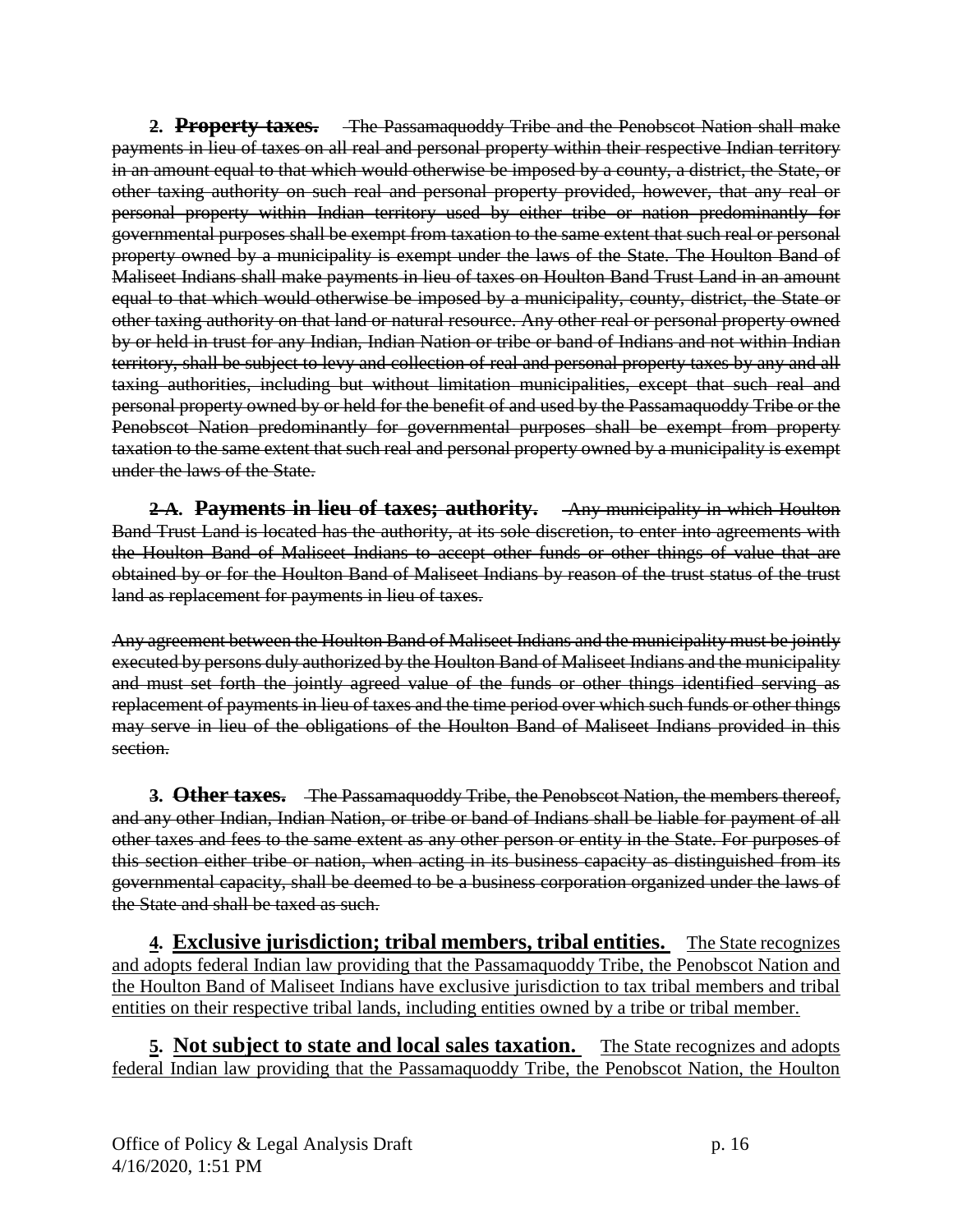**2. ~~Property taxes.~~** ~~The Passamaquoddy Tribe and the Penobscot Nation shall make payments in lieu of taxes on all real and personal property within their respective Indian territory in an amount equal to that which would otherwise be imposed by a county, a district, the State, or other taxing authority on such real and personal property provided, however, that any real or personal property within Indian territory used by either tribe or nation predominantly for governmental purposes shall be exempt from taxation to the same extent that such real or personal property owned by a municipality is exempt under the laws of the State. The Houlton Band of Maliseet Indians shall make payments in lieu of taxes on Houlton Band Trust Land in an amount equal to that which would otherwise be imposed by a municipality, county, district, the State or other taxing authority on that land or natural resource. Any other real or personal property owned by or held in trust for any Indian, Indian Nation or tribe or band of Indians and not within Indian territory, shall be subject to levy and collection of real and personal property taxes by any and all taxing authorities, including but without limitation municipalities, except that such real and personal property owned by or held for the benefit of and used by the Passamaquoddy Tribe or the Penobscot Nation predominantly for governmental purposes shall be exempt from property taxation to the same extent that such real and personal property owned by a municipality is exempt under the laws of the State.~~

**~~2-A.~~ ~~Payments in lieu of taxes; authority.~~** ~~Any municipality in which Houlton Band Trust Land is located has the authority, at its sole discretion, to enter into agreements with the Houlton Band of Maliseet Indians to accept other funds or other things of value that are obtained by or for the Houlton Band of Maliseet Indians by reason of the trust status of the trust land as replacement for payments in lieu of taxes.~~

~~Any agreement between the Houlton Band of Maliseet Indians and the municipality must be jointly executed by persons duly authorized by the Houlton Band of Maliseet Indians and the municipality and must set forth the jointly agreed value of the funds or other things identified serving as replacement of payments in lieu of taxes and the time period over which such funds or other things may serve in lieu of the obligations of the Houlton Band of Maliseet Indians provided in this section.~~

**3. ~~Other taxes.~~** ~~The Passamaquoddy Tribe, the Penobscot Nation, the members thereof, and any other Indian, Indian Nation, or tribe or band of Indians shall be liable for payment of all other taxes and fees to the same extent as any other person or entity in the State. For purposes of this section either tribe or nation, when acting in its business capacity as distinguished from its governmental capacity, shall be deemed to be a business corporation organized under the laws of the State and shall be taxed as such.~~

**<u>4</u>. <u>Exclusive jurisdiction; tribal members, tribal entities.</u>** <u>The State recognizes and adopts federal Indian law providing that the Passamaquoddy Tribe, the Penobscot Nation and the Houlton Band of Maliseet Indians have exclusive jurisdiction to tax tribal members and tribal entities on their respective tribal lands, including entities owned by a tribe or tribal member.</u>

**<u>5</u>. <u>Not subject to state and local sales taxation.</u>** <u>The State recognizes and adopts federal Indian law providing that the Passamaquoddy Tribe, the Penobscot Nation, the Houlton</u>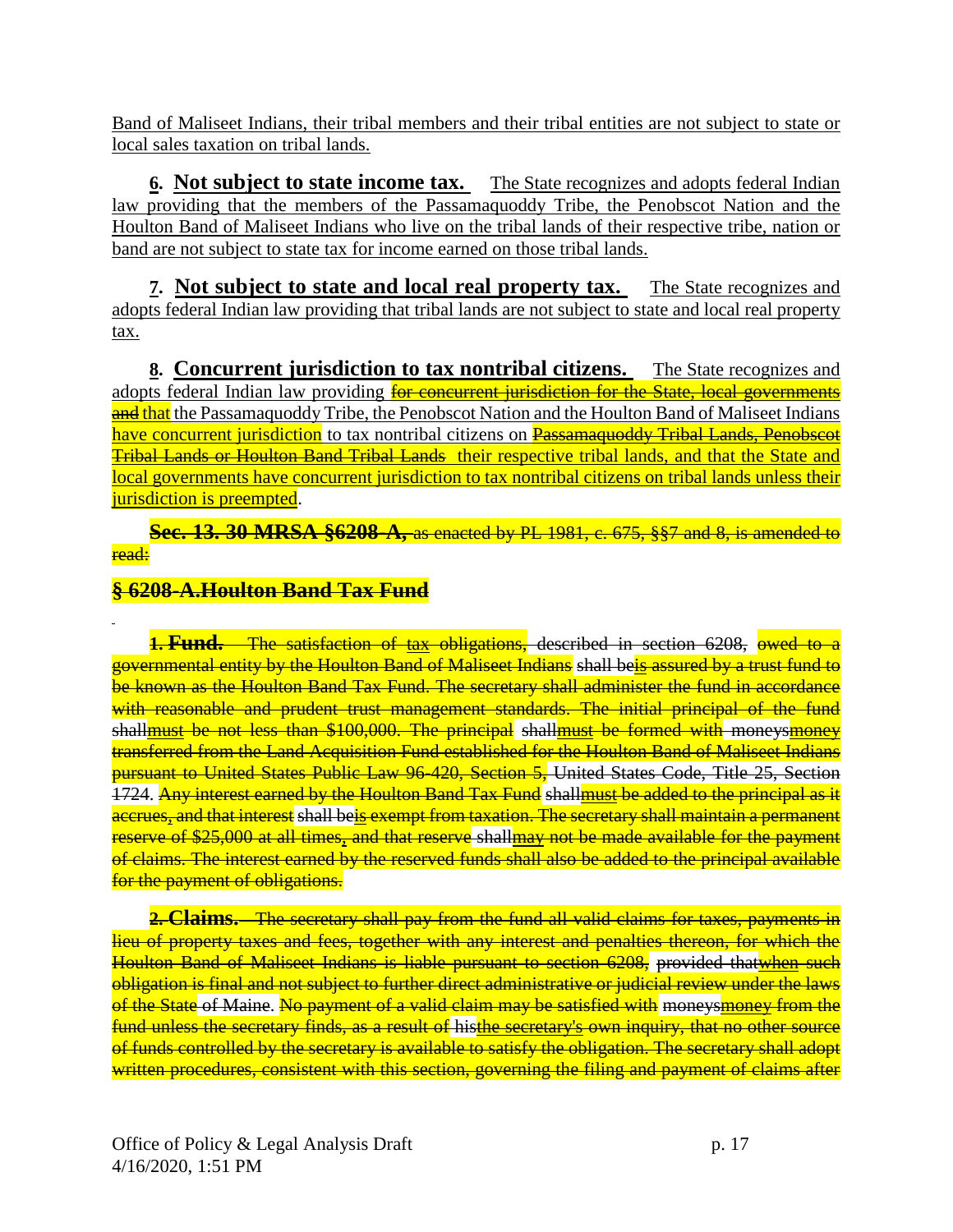Band of Maliseet Indians, their tribal members and their tribal entities are not subject to state or local sales taxation on tribal lands.

**6. Not subject to state income tax.** The State recognizes and adopts federal Indian law providing that the members of the Passamaquoddy Tribe, the Penobscot Nation and the Houlton Band of Maliseet Indians who live on the tribal lands of their respective tribe, nation or band are not subject to state tax for income earned on those tribal lands.

**7. Not subject to state and local real property tax.** The State recognizes and adopts federal Indian law providing that tribal lands are not subject to state and local real property tax.

**8. Concurrent jurisdiction to tax nontribal citizens.** The State recognizes and adopts federal Indian law providing ~~for concurrent jurisdiction for the State, local governments and~~ that the Passamaquoddy Tribe, the Penobscot Nation and the Houlton Band of Maliseet Indians have concurrent jurisdiction to tax nontribal citizens on ~~Passamaquoddy Tribal Lands, Penobscot Tribal Lands or Houlton Band Tribal Lands~~ their respective tribal lands, and that the State and local governments have concurrent jurisdiction to tax nontribal citizens on tribal lands unless their jurisdiction is preempted.

~~**Sec. 13. 30 MRSA §6208-A,** as enacted by PL 1981, c. 675, §§7 and 8, is amended to read:~~

## ~~§ 6208-A.Houlton Band Tax Fund~~

~~**1. Fund.** The satisfaction of tax obligations, described in section 6208, owed to a governmental entity by the Houlton Band of Maliseet Indians shall beis assured by a trust fund to be known as the Houlton Band Tax Fund. The secretary shall administer the fund in accordance with reasonable and prudent trust management standards. The initial principal of the fund shallmust be not less than $100,000. The principal shallmust be formed with moneysmoney transferred from the Land Acquisition Fund established for the Houlton Band of Maliseet Indians pursuant to United States Public Law 96-420, Section 5, United States Code, Title 25, Section 1724. Any interest earned by the Houlton Band Tax Fund shallmust be added to the principal as it accrues, and that interest shall beis exempt from taxation. The secretary shall maintain a permanent reserve of $25,000 at all times, and that reserve shallmay not be made available for the payment of claims. The interest earned by the reserved funds shall also be added to the principal available for the payment of obligations.~~

~~**2. Claims.** The secretary shall pay from the fund all valid claims for taxes, payments in lieu of property taxes and fees, together with any interest and penalties thereon, for which the Houlton Band of Maliseet Indians is liable pursuant to section 6208, provided thatwhen such obligation is final and not subject to further direct administrative or judicial review under the laws of the State of Maine. No payment of a valid claim may be satisfied with moneysmoney from the fund unless the secretary finds, as a result of histhe secretary's own inquiry, that no other source of funds controlled by the secretary is available to satisfy the obligation. The secretary shall adopt written procedures, consistent with this section, governing the filing and payment of claims after~~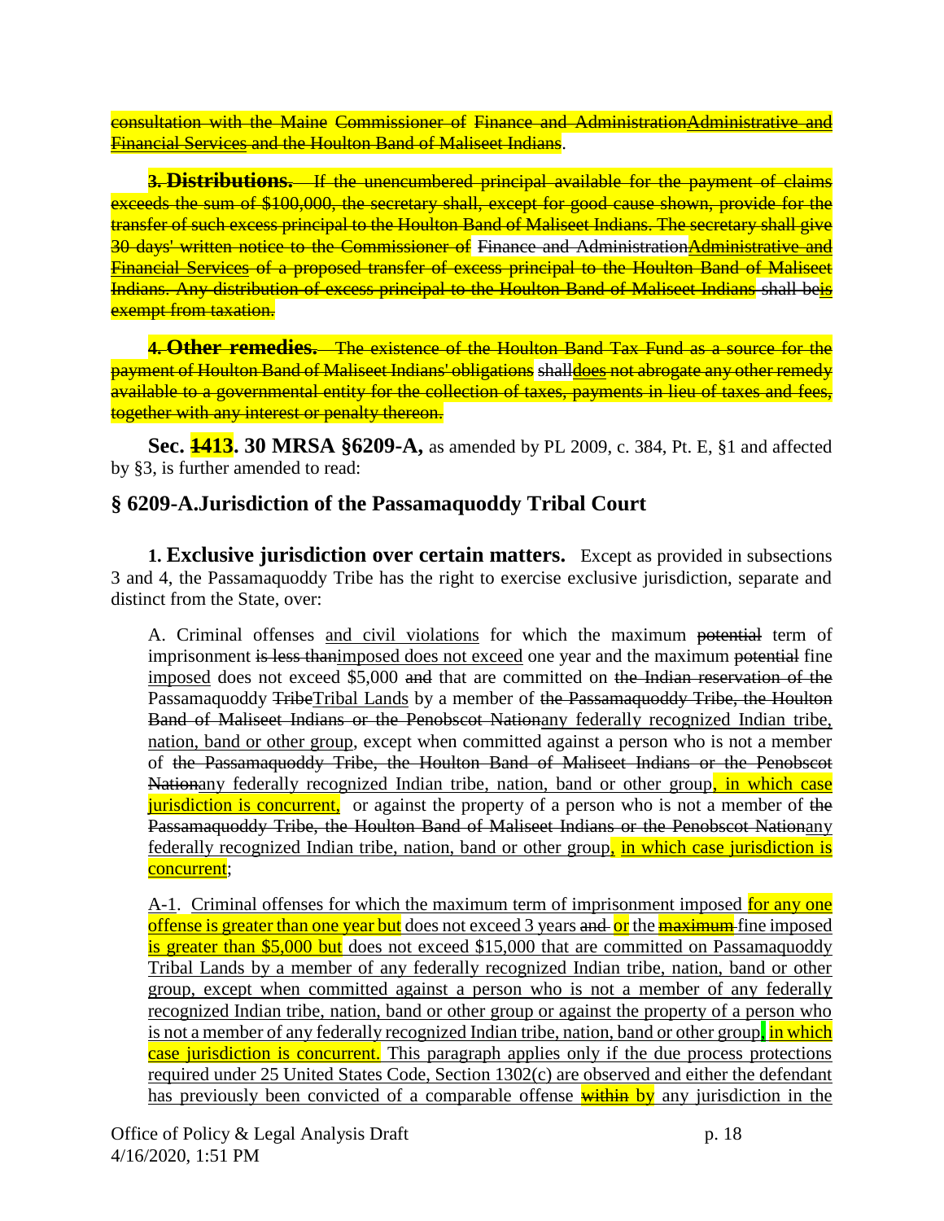consultation with the Maine Commissioner of Finance and AdministrationAdministrative and Financial Services and the Houlton Band of Maliseet Indians.

**3. Distributions.** If the unencumbered principal available for the payment of claims exceeds the sum of $100,000, the secretary shall, except for good cause shown, provide for the transfer of such excess principal to the Houlton Band of Maliseet Indians. The secretary shall give 30 days' written notice to the Commissioner of Finance and AdministrationAdministrative and Financial Services of a proposed transfer of excess principal to the Houlton Band of Maliseet Indians. Any distribution of excess principal to the Houlton Band of Maliseet Indians shall beis exempt from taxation.

**4. Other remedies.** The existence of the Houlton Band Tax Fund as a source for the payment of Houlton Band of Maliseet Indians' obligations shalldoes not abrogate any other remedy available to a governmental entity for the collection of taxes, payments in lieu of taxes and fees, together with any interest or penalty thereon.

**Sec. 1413. 30 MRSA §6209-A,** as amended by PL 2009, c. 384, Pt. E, §1 and affected by §3, is further amended to read:

## § 6209-A.Jurisdiction of the Passamaquoddy Tribal Court

**1. Exclusive jurisdiction over certain matters.** Except as provided in subsections 3 and 4, the Passamaquoddy Tribe has the right to exercise exclusive jurisdiction, separate and distinct from the State, over:

A. Criminal offenses and civil violations for which the maximum potential term of imprisonment is less thanimposed does not exceed one year and the maximum potential fine imposed does not exceed $5,000 and that are committed on the Indian reservation of the Passamaquoddy TribeTribal Lands by a member of the Passamaquoddy Tribe, the Houlton Band of Maliseet Indians or the Penobscot Nationany federally recognized Indian tribe, nation, band or other group, except when committed against a person who is not a member of the Passamaquoddy Tribe, the Houlton Band of Maliseet Indians or the Penobscot Nationany federally recognized Indian tribe, nation, band or other group, in which case jurisdiction is concurrent, or against the property of a person who is not a member of the Passamaquoddy Tribe, the Houlton Band of Maliseet Indians or the Penobscot Nationany federally recognized Indian tribe, nation, band or other group, in which case jurisdiction is concurrent;

A-1. Criminal offenses for which the maximum term of imprisonment imposed for any one offense is greater than one year but does not exceed 3 years and or the maximum fine imposed is greater than $5,000 but does not exceed $15,000 that are committed on Passamaquoddy Tribal Lands by a member of any federally recognized Indian tribe, nation, band or other group, except when committed against a person who is not a member of any federally recognized Indian tribe, nation, band or other group or against the property of a person who is not a member of any federally recognized Indian tribe, nation, band or other group, in which case jurisdiction is concurrent. This paragraph applies only if the due process protections required under 25 United States Code, Section 1302(c) are observed and either the defendant has previously been convicted of a comparable offense within by any jurisdiction in the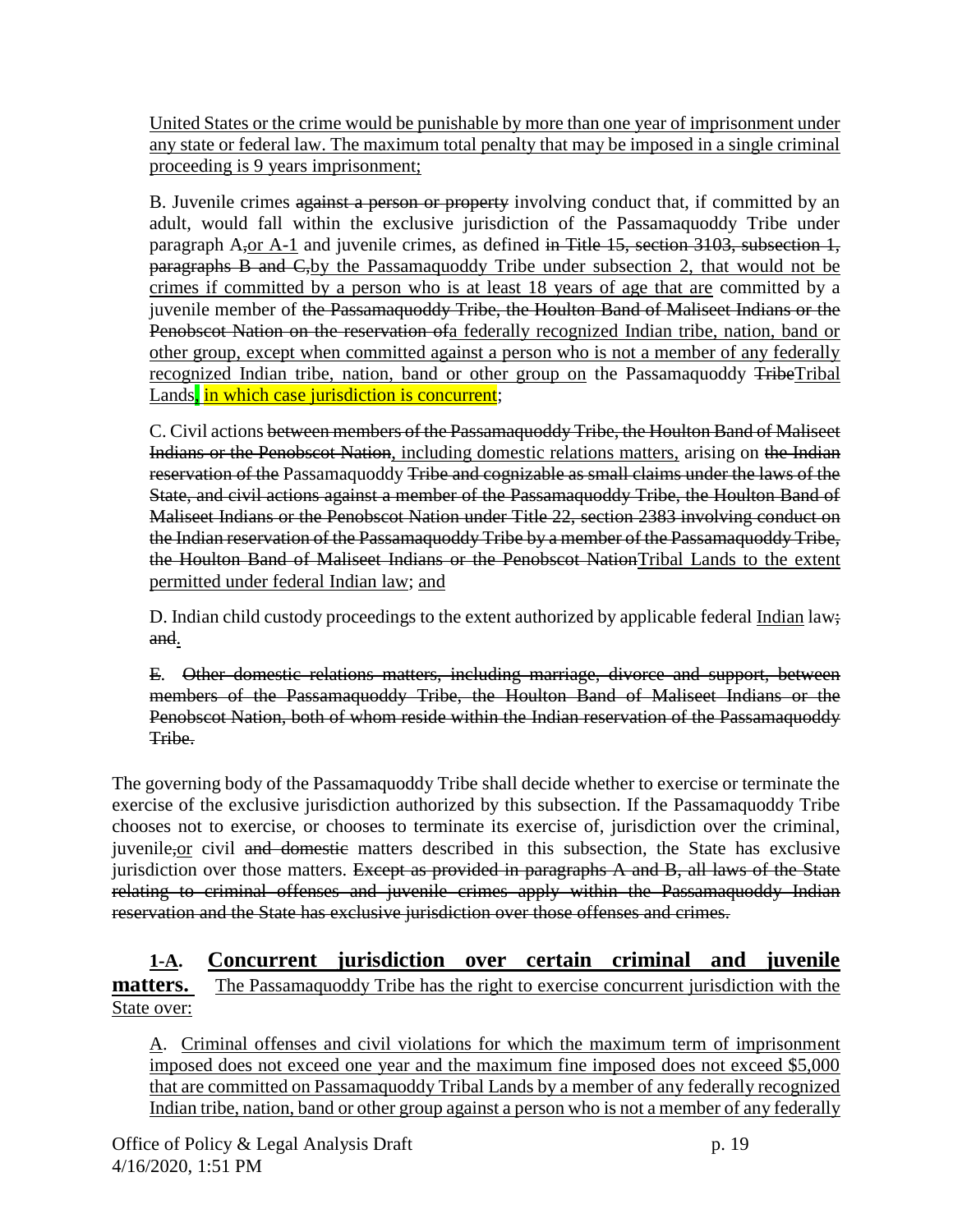United States or the crime would be punishable by more than one year of imprisonment under any state or federal law. The maximum total penalty that may be imposed in a single criminal proceeding is 9 years imprisonment;

B. Juvenile crimes ~~against a person or property~~ involving conduct that, if committed by an adult, would fall within the exclusive jurisdiction of the Passamaquoddy Tribe under paragraph A~~,~~or A-1 and juvenile crimes, as defined ~~in Title 15, section 3103, subsection 1, paragraphs B and C,~~by the Passamaquoddy Tribe under subsection 2, that would not be crimes if committed by a person who is at least 18 years of age that are committed by a juvenile member of ~~the Passamaquoddy Tribe, the Houlton Band of Maliseet Indians or the Penobscot Nation on the reservation of~~a federally recognized Indian tribe, nation, band or other group, except when committed against a person who is not a member of any federally recognized Indian tribe, nation, band or other group on the Passamaquoddy ~~Tribe~~Tribal Lands, in which case jurisdiction is concurrent;

C. Civil actions ~~between members of the Passamaquoddy Tribe, the Houlton Band of Maliseet Indians or the Penobscot Nation~~, including domestic relations matters, arising on ~~the Indian reservation of the~~ Passamaquoddy ~~Tribe and cognizable as small claims under the laws of the State, and civil actions against a member of the Passamaquoddy Tribe, the Houlton Band of Maliseet Indians or the Penobscot Nation under Title 22, section 2383 involving conduct on the Indian reservation of the Passamaquoddy Tribe by a member of the Passamaquoddy Tribe, the Houlton Band of Maliseet Indians or the Penobscot Nation~~Tribal Lands to the extent permitted under federal Indian law; and

D. Indian child custody proceedings to the extent authorized by applicable federal Indian law~~; and~~.

~~E. Other domestic relations matters, including marriage, divorce and support, between members of the Passamaquoddy Tribe, the Houlton Band of Maliseet Indians or the Penobscot Nation, both of whom reside within the Indian reservation of the Passamaquoddy Tribe.~~

The governing body of the Passamaquoddy Tribe shall decide whether to exercise or terminate the exercise of the exclusive jurisdiction authorized by this subsection. If the Passamaquoddy Tribe chooses not to exercise, or chooses to terminate its exercise of, jurisdiction over the criminal, juvenile~~,~~or civil ~~and domestic~~ matters described in this subsection, the State has exclusive jurisdiction over those matters. ~~Except as provided in paragraphs A and B, all laws of the State relating to criminal offenses and juvenile crimes apply within the Passamaquoddy Indian reservation and the State has exclusive jurisdiction over those offenses and crimes.~~

**1-A. Concurrent jurisdiction over certain criminal and juvenile matters.** The Passamaquoddy Tribe has the right to exercise concurrent jurisdiction with the State over:

A. Criminal offenses and civil violations for which the maximum term of imprisonment imposed does not exceed one year and the maximum fine imposed does not exceed $5,000 that are committed on Passamaquoddy Tribal Lands by a member of any federally recognized Indian tribe, nation, band or other group against a person who is not a member of any federally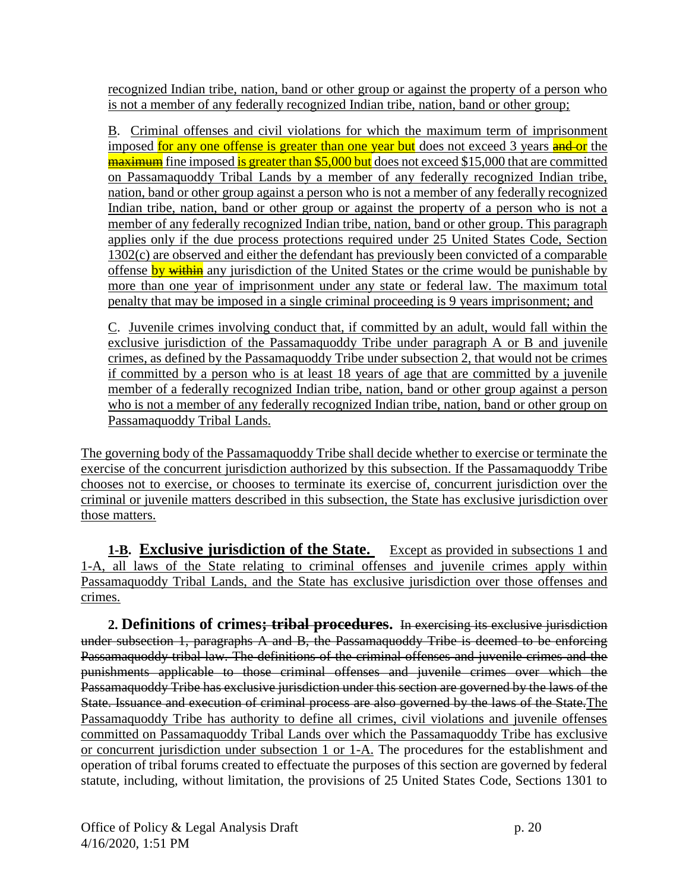recognized Indian tribe, nation, band or other group or against the property of a person who is not a member of any federally recognized Indian tribe, nation, band or other group;

B. Criminal offenses and civil violations for which the maximum term of imprisonment imposed for any one offense is greater than one year but does not exceed 3 years ~~and~~ or the ~~maximum~~ fine imposed is greater than $5,000 but does not exceed $15,000 that are committed on Passamaquoddy Tribal Lands by a member of any federally recognized Indian tribe, nation, band or other group against a person who is not a member of any federally recognized Indian tribe, nation, band or other group or against the property of a person who is not a member of any federally recognized Indian tribe, nation, band or other group. This paragraph applies only if the due process protections required under 25 United States Code, Section 1302(c) are observed and either the defendant has previously been convicted of a comparable offense by ~~within~~ any jurisdiction of the United States or the crime would be punishable by more than one year of imprisonment under any state or federal law. The maximum total penalty that may be imposed in a single criminal proceeding is 9 years imprisonment; and

C. Juvenile crimes involving conduct that, if committed by an adult, would fall within the exclusive jurisdiction of the Passamaquoddy Tribe under paragraph A or B and juvenile crimes, as defined by the Passamaquoddy Tribe under subsection 2, that would not be crimes if committed by a person who is at least 18 years of age that are committed by a juvenile member of a federally recognized Indian tribe, nation, band or other group against a person who is not a member of any federally recognized Indian tribe, nation, band or other group on Passamaquoddy Tribal Lands.

The governing body of the Passamaquoddy Tribe shall decide whether to exercise or terminate the exercise of the concurrent jurisdiction authorized by this subsection. If the Passamaquoddy Tribe chooses not to exercise, or chooses to terminate its exercise of, concurrent jurisdiction over the criminal or juvenile matters described in this subsection, the State has exclusive jurisdiction over those matters.

**1-B. Exclusive jurisdiction of the State.** Except as provided in subsections 1 and 1-A, all laws of the State relating to criminal offenses and juvenile crimes apply within Passamaquoddy Tribal Lands, and the State has exclusive jurisdiction over those offenses and crimes.

**2. Definitions of crimes~~; tribal procedures~~.** ~~In exercising its exclusive jurisdiction under subsection 1, paragraphs A and B, the Passamaquoddy Tribe is deemed to be enforcing Passamaquoddy tribal law. The definitions of the criminal offenses and juvenile crimes and the punishments applicable to those criminal offenses and juvenile crimes over which the Passamaquoddy Tribe has exclusive jurisdiction under this section are governed by the laws of the State. Issuance and execution of criminal process are also governed by the laws of the State.~~ The Passamaquoddy Tribe has authority to define all crimes, civil violations and juvenile offenses committed on Passamaquoddy Tribal Lands over which the Passamaquoddy Tribe has exclusive or concurrent jurisdiction under subsection 1 or 1-A. The procedures for the establishment and operation of tribal forums created to effectuate the purposes of this section are governed by federal statute, including, without limitation, the provisions of 25 United States Code, Sections 1301 to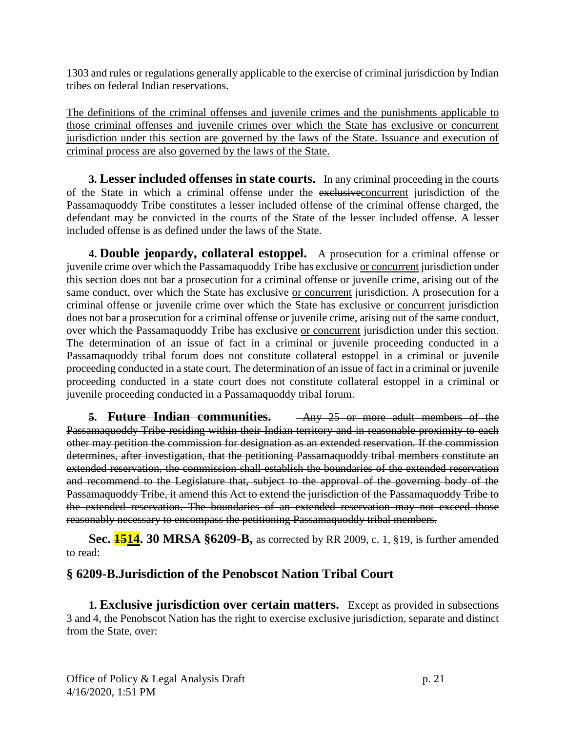1303 and rules or regulations generally applicable to the exercise of criminal jurisdiction by Indian tribes on federal Indian reservations.

<u>The definitions of the criminal offenses and juvenile crimes and the punishments applicable to those criminal offenses and juvenile crimes over which the State has exclusive or concurrent jurisdiction under this section are governed by the laws of the State. Issuance and execution of criminal process are also governed by the laws of the State.</u>

**3. Lesser included offenses in state courts.** In any criminal proceeding in the courts of the State in which a criminal offense under the ~~exclusive~~<u>concurrent</u> jurisdiction of the Passamaquoddy Tribe constitutes a lesser included offense of the criminal offense charged, the defendant may be convicted in the courts of the State of the lesser included offense. A lesser included offense is as defined under the laws of the State.

**4. Double jeopardy, collateral estoppel.** A prosecution for a criminal offense or juvenile crime over which the Passamaquoddy Tribe has exclusive <u>or concurrent</u> jurisdiction under this section does not bar a prosecution for a criminal offense or juvenile crime, arising out of the same conduct, over which the State has exclusive <u>or concurrent</u> jurisdiction. A prosecution for a criminal offense or juvenile crime over which the State has exclusive <u>or concurrent</u> jurisdiction does not bar a prosecution for a criminal offense or juvenile crime, arising out of the same conduct, over which the Passamaquoddy Tribe has exclusive <u>or concurrent</u> jurisdiction under this section. The determination of an issue of fact in a criminal or juvenile proceeding conducted in a Passamaquoddy tribal forum does not constitute collateral estoppel in a criminal or juvenile proceeding conducted in a state court. The determination of an issue of fact in a criminal or juvenile proceeding conducted in a state court does not constitute collateral estoppel in a criminal or juvenile proceeding conducted in a Passamaquoddy tribal forum.

~~**5. Future Indian communities.** Any 25 or more adult members of the Passamaquoddy Tribe residing within their Indian territory and in reasonable proximity to each other may petition the commission for designation as an extended reservation. If the commission determines, after investigation, that the petitioning Passamaquoddy tribal members constitute an extended reservation, the commission shall establish the boundaries of the extended reservation and recommend to the Legislature that, subject to the approval of the governing body of the Passamaquoddy Tribe, it amend this Act to extend the jurisdiction of the Passamaquoddy Tribe to the extended reservation. The boundaries of an extended reservation may not exceed those reasonably necessary to encompass the petitioning Passamaquoddy tribal members.~~

**Sec. ~~15~~<u>14</u>. 30 MRSA §6209-B,** as corrected by RR 2009, c. 1, §19, is further amended to read:

## § 6209-B.Jurisdiction of the Penobscot Nation Tribal Court

**1. Exclusive jurisdiction over certain matters.** Except as provided in subsections 3 and 4, the Penobscot Nation has the right to exercise exclusive jurisdiction, separate and distinct from the State, over:

Office of Policy & Legal Analysis Draft
4/16/2020, 1:51 PM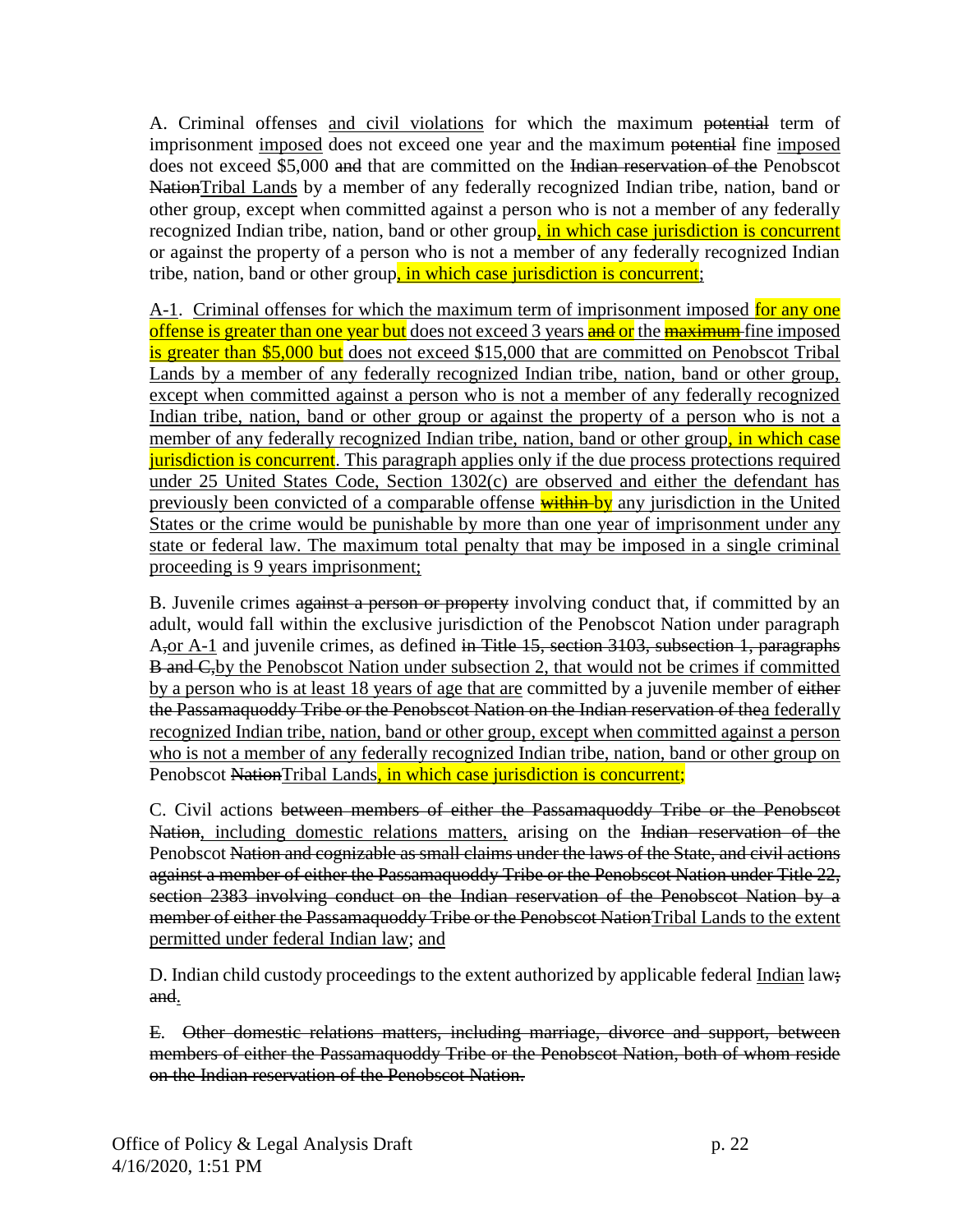A. Criminal offenses and civil violations for which the maximum ~~potential~~ term of imprisonment imposed does not exceed one year and the maximum ~~potential~~ fine imposed does not exceed $5,000 ~~and~~ that are committed on the ~~Indian reservation of the~~ Penobscot ~~Nation~~Tribal Lands by a member of any federally recognized Indian tribe, nation, band or other group, except when committed against a person who is not a member of any federally recognized Indian tribe, nation, band or other group, in which case jurisdiction is concurrent or against the property of a person who is not a member of any federally recognized Indian tribe, nation, band or other group, in which case jurisdiction is concurrent;

A-1. Criminal offenses for which the maximum term of imprisonment imposed for any one offense is greater than one year but does not exceed 3 years ~~and~~ or the ~~maximum~~ fine imposed is greater than $5,000 but does not exceed $15,000 that are committed on Penobscot Tribal Lands by a member of any federally recognized Indian tribe, nation, band or other group, except when committed against a person who is not a member of any federally recognized Indian tribe, nation, band or other group or against the property of a person who is not a member of any federally recognized Indian tribe, nation, band or other group, in which case jurisdiction is concurrent. This paragraph applies only if the due process protections required under 25 United States Code, Section 1302(c) are observed and either the defendant has previously been convicted of a comparable offense ~~within~~ by any jurisdiction in the United States or the crime would be punishable by more than one year of imprisonment under any state or federal law. The maximum total penalty that may be imposed in a single criminal proceeding is 9 years imprisonment;

B. Juvenile crimes ~~against a person or property~~ involving conduct that, if committed by an adult, would fall within the exclusive jurisdiction of the Penobscot Nation under paragraph A~~,~~or A-1 and juvenile crimes, as defined ~~in Title 15, section 3103, subsection 1, paragraphs B and C,~~by the Penobscot Nation under subsection 2, that would not be crimes if committed by a person who is at least 18 years of age that are committed by a juvenile member of ~~either the Passamaquoddy Tribe or the Penobscot Nation on the Indian reservation of the~~a federally recognized Indian tribe, nation, band or other group, except when committed against a person who is not a member of any federally recognized Indian tribe, nation, band or other group on Penobscot ~~Nation~~Tribal Lands, in which case jurisdiction is concurrent;

C. Civil actions ~~between members of either the Passamaquoddy Tribe or the Penobscot Nation~~, including domestic relations matters, arising on the ~~Indian reservation of the~~ Penobscot ~~Nation and cognizable as small claims under the laws of the State, and civil actions against a member of either the Passamaquoddy Tribe or the Penobscot Nation under Title 22, section 2383 involving conduct on the Indian reservation of the Penobscot Nation by a member of either the Passamaquoddy Tribe or the Penobscot Nation~~Tribal Lands to the extent permitted under federal Indian law; and

D. Indian child custody proceedings to the extent authorized by applicable federal Indian law~~; and~~.

~~E. Other domestic relations matters, including marriage, divorce and support, between members of either the Passamaquoddy Tribe or the Penobscot Nation, both of whom reside on the Indian reservation of the Penobscot Nation.~~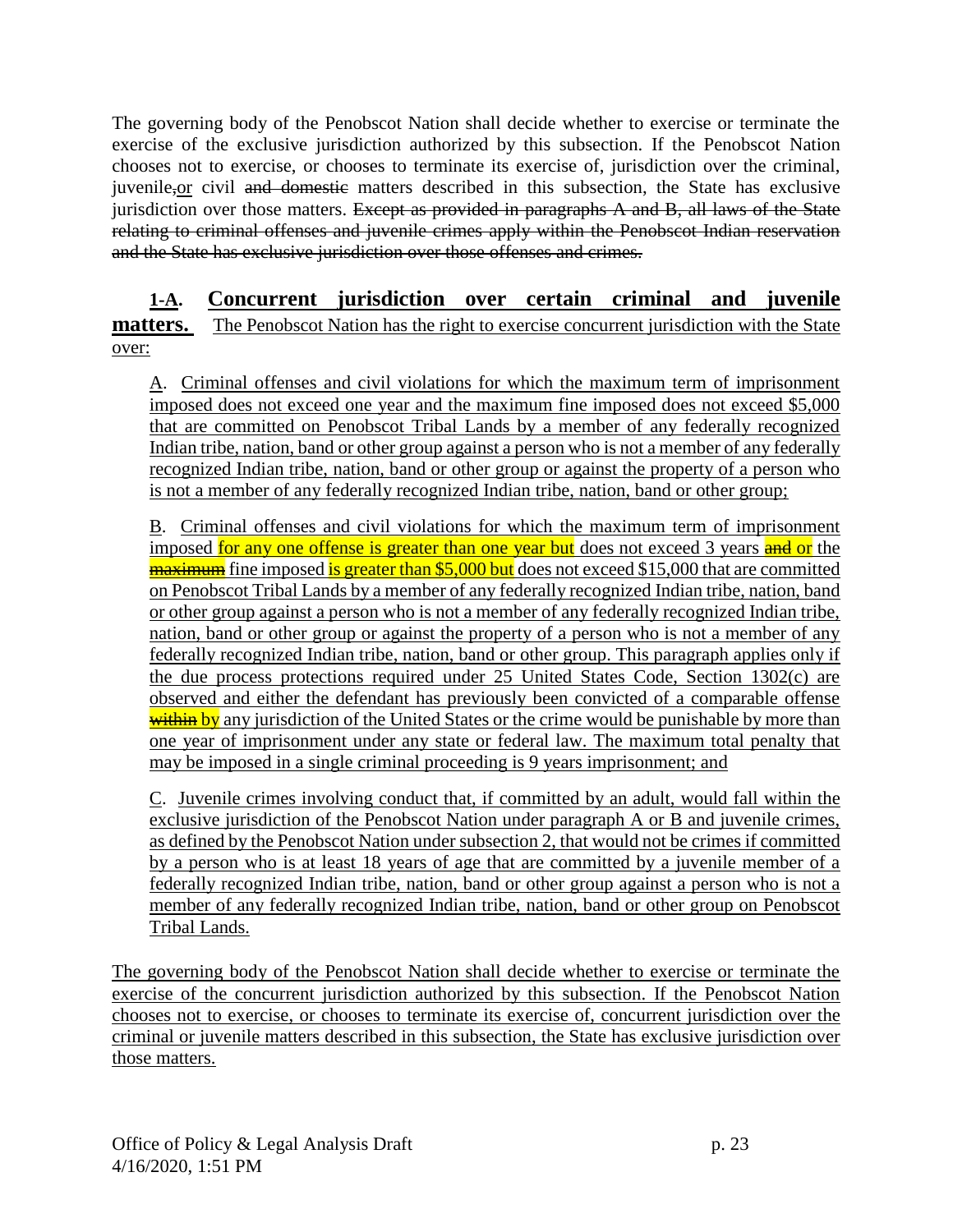The governing body of the Penobscot Nation shall decide whether to exercise or terminate the exercise of the exclusive jurisdiction authorized by this subsection. If the Penobscot Nation chooses not to exercise, or chooses to terminate its exercise of, jurisdiction over the criminal, juvenile~~,~~<u>or</u> civil ~~and domestic~~ matters described in this subsection, the State has exclusive jurisdiction over those matters. ~~Except as provided in paragraphs A and B, all laws of the State relating to criminal offenses and juvenile crimes apply within the Penobscot Indian reservation and the State has exclusive jurisdiction over those offenses and crimes.~~

**<u>1-A. Concurrent jurisdiction over certain criminal and juvenile matters.</u>** <u>The Penobscot Nation has the right to exercise concurrent jurisdiction with the State over:</u>

<u>A. Criminal offenses and civil violations for which the maximum term of imprisonment imposed does not exceed one year and the maximum fine imposed does not exceed $5,000 that are committed on Penobscot Tribal Lands by a member of any federally recognized Indian tribe, nation, band or other group against a person who is not a member of any federally recognized Indian tribe, nation, band or other group or against the property of a person who is not a member of any federally recognized Indian tribe, nation, band or other group;</u>

<u>B. Criminal offenses and civil violations for which the maximum term of imprisonment imposed for any one offense is greater than one year but does not exceed 3 years</u> ~~and~~ <u>or the</u> ~~maximum~~ <u>fine imposed is greater than $5,000 but does not exceed $15,000 that are committed on Penobscot Tribal Lands by a member of any federally recognized Indian tribe, nation, band or other group against a person who is not a member of any federally recognized Indian tribe, nation, band or other group or against the property of a person who is not a member of any federally recognized Indian tribe, nation, band or other group. This paragraph applies only if the due process protections required under 25 United States Code, Section 1302(c) are observed and either the defendant has previously been convicted of a comparable offense</u> ~~within~~ <u>by any jurisdiction of the United States or the crime would be punishable by more than one year of imprisonment under any state or federal law. The maximum total penalty that may be imposed in a single criminal proceeding is 9 years imprisonment; and</u>

<u>C. Juvenile crimes involving conduct that, if committed by an adult, would fall within the exclusive jurisdiction of the Penobscot Nation under paragraph A or B and juvenile crimes, as defined by the Penobscot Nation under subsection 2, that would not be crimes if committed by a person who is at least 18 years of age that are committed by a juvenile member of a federally recognized Indian tribe, nation, band or other group against a person who is not a member of any federally recognized Indian tribe, nation, band or other group on Penobscot Tribal Lands.</u>

<u>The governing body of the Penobscot Nation shall decide whether to exercise or terminate the exercise of the concurrent jurisdiction authorized by this subsection. If the Penobscot Nation chooses not to exercise, or chooses to terminate its exercise of, concurrent jurisdiction over the criminal or juvenile matters described in this subsection, the State has exclusive jurisdiction over those matters.</u>

Office of Policy & Legal Analysis Draft
4/16/2020, 1:51 PM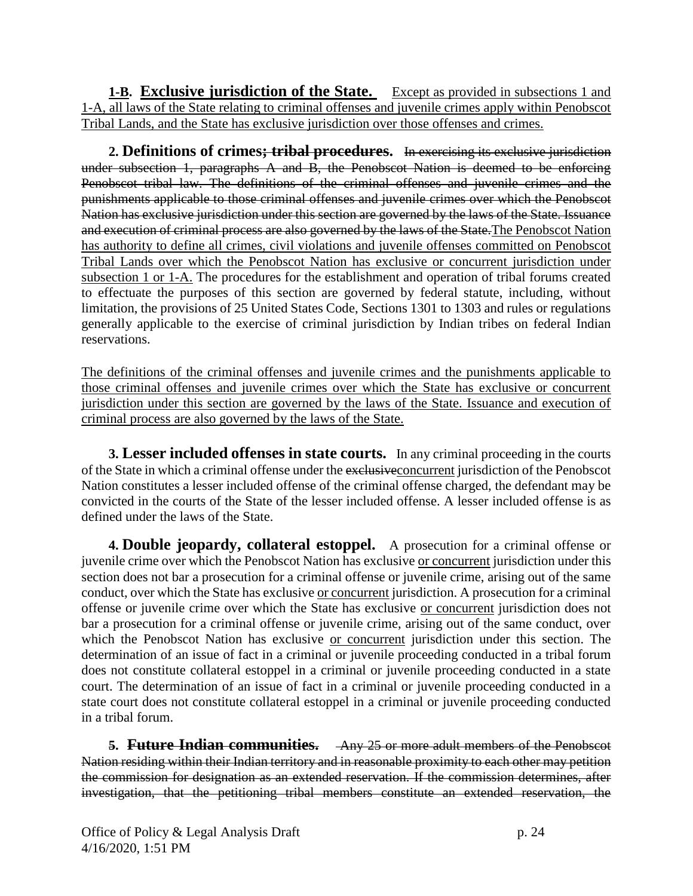**1-B. Exclusive jurisdiction of the State.** Except as provided in subsections 1 and 1-A, all laws of the State relating to criminal offenses and juvenile crimes apply within Penobscot Tribal Lands, and the State has exclusive jurisdiction over those offenses and crimes.

**2. Definitions of crimes~~; tribal procedures~~.** ~~In exercising its exclusive jurisdiction under subsection 1, paragraphs A and B, the Penobscot Nation is deemed to be enforcing Penobscot tribal law. The definitions of the criminal offenses and juvenile crimes and the punishments applicable to those criminal offenses and juvenile crimes over which the Penobscot Nation has exclusive jurisdiction under this section are governed by the laws of the State. Issuance and execution of criminal process are also governed by the laws of the State.~~The Penobscot Nation has authority to define all crimes, civil violations and juvenile offenses committed on Penobscot Tribal Lands over which the Penobscot Nation has exclusive or concurrent jurisdiction under subsection 1 or 1-A. The procedures for the establishment and operation of tribal forums created to effectuate the purposes of this section are governed by federal statute, including, without limitation, the provisions of 25 United States Code, Sections 1301 to 1303 and rules or regulations generally applicable to the exercise of criminal jurisdiction by Indian tribes on federal Indian reservations.

The definitions of the criminal offenses and juvenile crimes and the punishments applicable to those criminal offenses and juvenile crimes over which the State has exclusive or concurrent jurisdiction under this section are governed by the laws of the State. Issuance and execution of criminal process are also governed by the laws of the State.

**3. Lesser included offenses in state courts.** In any criminal proceeding in the courts of the State in which a criminal offense under the ~~exclusive~~concurrent jurisdiction of the Penobscot Nation constitutes a lesser included offense of the criminal offense charged, the defendant may be convicted in the courts of the State of the lesser included offense. A lesser included offense is as defined under the laws of the State.

**4. Double jeopardy, collateral estoppel.** A prosecution for a criminal offense or juvenile crime over which the Penobscot Nation has exclusive or concurrent jurisdiction under this section does not bar a prosecution for a criminal offense or juvenile crime, arising out of the same conduct, over which the State has exclusive or concurrent jurisdiction. A prosecution for a criminal offense or juvenile crime over which the State has exclusive or concurrent jurisdiction does not bar a prosecution for a criminal offense or juvenile crime, arising out of the same conduct, over which the Penobscot Nation has exclusive or concurrent jurisdiction under this section. The determination of an issue of fact in a criminal or juvenile proceeding conducted in a tribal forum does not constitute collateral estoppel in a criminal or juvenile proceeding conducted in a state court. The determination of an issue of fact in a criminal or juvenile proceeding conducted in a state court does not constitute collateral estoppel in a criminal or juvenile proceeding conducted in a tribal forum.

**5. ~~Future Indian communities.~~** ~~Any 25 or more adult members of the Penobscot Nation residing within their Indian territory and in reasonable proximity to each other may petition the commission for designation as an extended reservation. If the commission determines, after investigation, that the petitioning tribal members constitute an extended reservation, the~~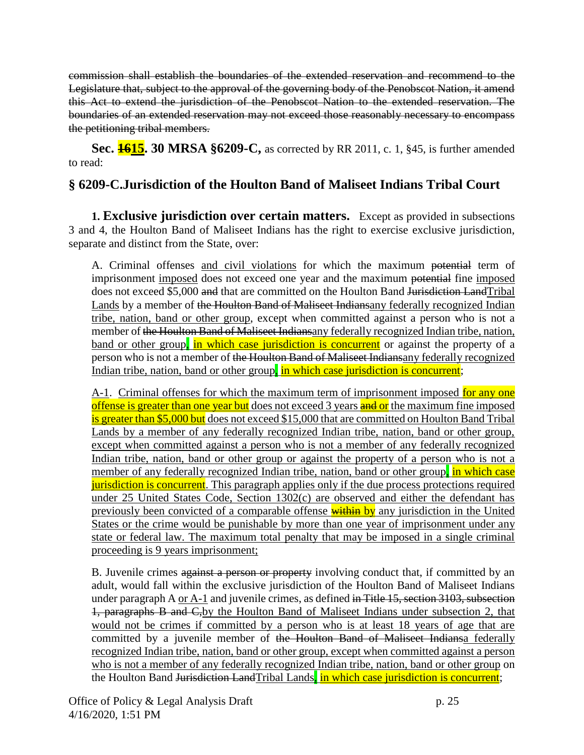~~commission shall establish the boundaries of the extended reservation and recommend to the Legislature that, subject to the approval of the governing body of the Penobscot Nation, it amend this Act to extend the jurisdiction of the Penobscot Nation to the extended reservation. The boundaries of an extended reservation may not exceed those reasonably necessary to encompass the petitioning tribal members.~~

**Sec. ~~16~~15. 30 MRSA §6209-C,** as corrected by RR 2011, c. 1, §45, is further amended to read:

## § 6209-C.Jurisdiction of the Houlton Band of Maliseet Indians Tribal Court

**1. Exclusive jurisdiction over certain matters.** Except as provided in subsections 3 and 4, the Houlton Band of Maliseet Indians has the right to exercise exclusive jurisdiction, separate and distinct from the State, over:

A. Criminal offenses <u>and civil violations</u> for which the maximum ~~potential~~ term of imprisonment <u>imposed</u> does not exceed one year and the maximum ~~potential~~ fine <u>imposed</u> does not exceed $5,000 ~~and~~ that are committed on the Houlton Band ~~Jurisdiction Land~~<u>Tribal Lands</u> by a member of ~~the Houlton Band of Maliseet Indians~~<u>any federally recognized Indian tribe, nation, band or other group</u>, except when committed against a person who is not a member of ~~the Houlton Band of Maliseet Indians~~<u>any federally recognized Indian tribe, nation, band or other group, in which case jurisdiction is concurrent</u> or against the property of a person who is not a member of ~~the Houlton Band of Maliseet Indians~~<u>any federally recognized Indian tribe, nation, band or other group, in which case jurisdiction is concurrent</u>;

<u>A-1. Criminal offenses for which the maximum term of imprisonment imposed for any one offense is greater than one year but does not exceed 3 years</u> ~~and~~ <u>or the maximum fine imposed is greater than $5,000 but does not exceed $15,000 that are committed on Houlton Band Tribal Lands by a member of any federally recognized Indian tribe, nation, band or other group, except when committed against a person who is not a member of any federally recognized Indian tribe, nation, band or other group or against the property of a person who is not a member of any federally recognized Indian tribe, nation, band or other group, in which case jurisdiction is concurrent. This paragraph applies only if the due process protections required under 25 United States Code, Section 1302(c) are observed and either the defendant has previously been convicted of a comparable offense</u> ~~within~~ <u>by any jurisdiction in the United States or the crime would be punishable by more than one year of imprisonment under any state or federal law. The maximum total penalty that may be imposed in a single criminal proceeding is 9 years imprisonment;</u>

B. Juvenile crimes ~~against a person or property~~ involving conduct that, if committed by an adult, would fall within the exclusive jurisdiction of the Houlton Band of Maliseet Indians under paragraph A <u>or A-1</u> and juvenile crimes, as defined ~~in Title 15, section 3103, subsection 1, paragraphs B and C,~~<u>by the Houlton Band of Maliseet Indians under subsection 2, that would not be crimes if committed by a person who is at least 18 years of age that are</u> committed by a juvenile member of ~~the Houlton Band of Maliseet Indians~~<u>a federally recognized Indian tribe, nation, band or other group, except when committed against a person who is not a member of any federally recognized Indian tribe, nation, band or other group</u> on the Houlton Band ~~Jurisdiction Land~~<u>Tribal Lands, in which case jurisdiction is concurrent</u>;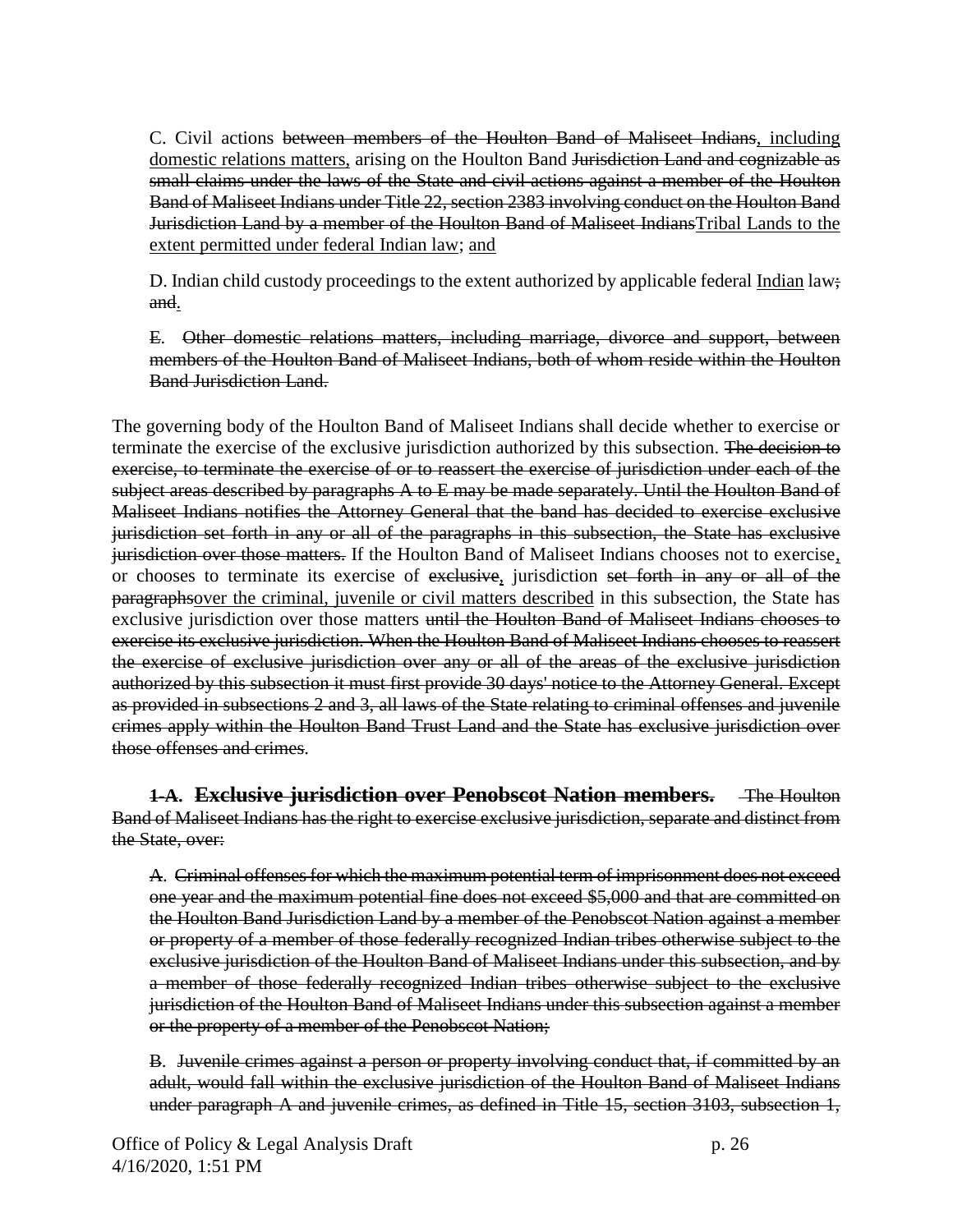C. Civil actions ~~between members of the Houlton Band of Maliseet Indians~~, including domestic relations matters, arising on the Houlton Band ~~Jurisdiction Land and cognizable as small claims under the laws of the State and civil actions against a member of the Houlton Band of Maliseet Indians under Title 22, section 2383 involving conduct on the Houlton Band Jurisdiction Land by a member of the Houlton Band of Maliseet Indians~~Tribal Lands to the extent permitted under federal Indian law; and

D. Indian child custody proceedings to the extent authorized by applicable federal Indian law~~; and~~.

~~E. Other domestic relations matters, including marriage, divorce and support, between members of the Houlton Band of Maliseet Indians, both of whom reside within the Houlton Band Jurisdiction Land.~~

The governing body of the Houlton Band of Maliseet Indians shall decide whether to exercise or terminate the exercise of the exclusive jurisdiction authorized by this subsection. ~~The decision to exercise, to terminate the exercise of or to reassert the exercise of jurisdiction under each of the subject areas described by paragraphs A to E may be made separately. Until the Houlton Band of Maliseet Indians notifies the Attorney General that the band has decided to exercise exclusive jurisdiction set forth in any or all of the paragraphs in this subsection, the State has exclusive jurisdiction over those matters.~~ If the Houlton Band of Maliseet Indians chooses not to exercise, or chooses to terminate its exercise of ~~exclusive~~, jurisdiction ~~set forth in any or all of the paragraphs~~over the criminal, juvenile or civil matters described in this subsection, the State has exclusive jurisdiction over those matters ~~until the Houlton Band of Maliseet Indians chooses to exercise its exclusive jurisdiction. When the Houlton Band of Maliseet Indians chooses to reassert the exercise of exclusive jurisdiction over any or all of the areas of the exclusive jurisdiction authorized by this subsection it must first provide 30 days' notice to the Attorney General. Except as provided in subsections 2 and 3, all laws of the State relating to criminal offenses and juvenile crimes apply within the Houlton Band Trust Land and the State has exclusive jurisdiction over those offenses and crimes~~.

~~**1-A. Exclusive jurisdiction over Penobscot Nation members.** The Houlton Band of Maliseet Indians has the right to exercise exclusive jurisdiction, separate and distinct from the State, over:~~

~~A. Criminal offenses for which the maximum potential term of imprisonment does not exceed one year and the maximum potential fine does not exceed $5,000 and that are committed on the Houlton Band Jurisdiction Land by a member of the Penobscot Nation against a member or property of a member of those federally recognized Indian tribes otherwise subject to the exclusive jurisdiction of the Houlton Band of Maliseet Indians under this subsection, and by a member of those federally recognized Indian tribes otherwise subject to the exclusive jurisdiction of the Houlton Band of Maliseet Indians under this subsection against a member or the property of a member of the Penobscot Nation;~~

~~B. Juvenile crimes against a person or property involving conduct that, if committed by an adult, would fall within the exclusive jurisdiction of the Houlton Band of Maliseet Indians under paragraph A and juvenile crimes, as defined in Title 15, section 3103, subsection 1,~~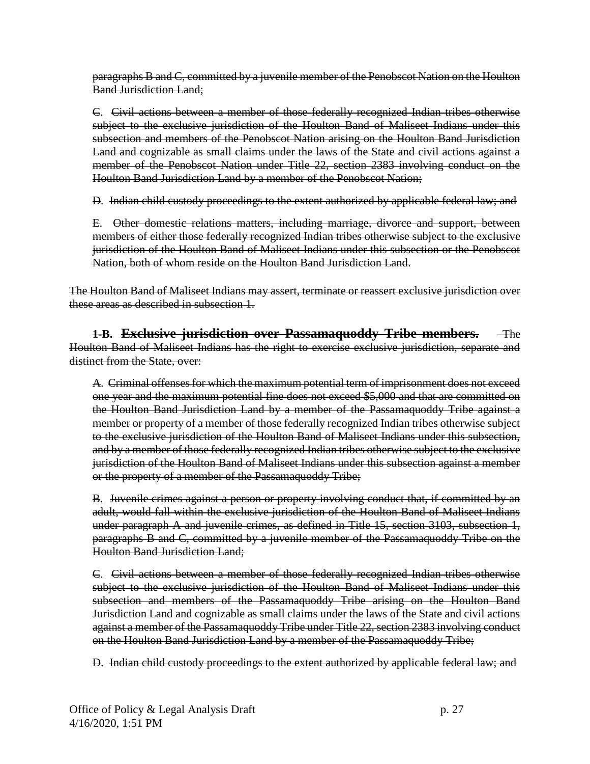~~paragraphs B and C, committed by a juvenile member of the Penobscot Nation on the Houlton Band Jurisdiction Land;~~

~~C. Civil actions between a member of those federally recognized Indian tribes otherwise subject to the exclusive jurisdiction of the Houlton Band of Maliseet Indians under this subsection and members of the Penobscot Nation arising on the Houlton Band Jurisdiction Land and cognizable as small claims under the laws of the State and civil actions against a member of the Penobscot Nation under Title 22, section 2383 involving conduct on the Houlton Band Jurisdiction Land by a member of the Penobscot Nation;~~

~~D. Indian child custody proceedings to the extent authorized by applicable federal law; and~~

~~E. Other domestic relations matters, including marriage, divorce and support, between members of either those federally recognized Indian tribes otherwise subject to the exclusive jurisdiction of the Houlton Band of Maliseet Indians under this subsection or the Penobscot Nation, both of whom reside on the Houlton Band Jurisdiction Land.~~

~~The Houlton Band of Maliseet Indians may assert, terminate or reassert exclusive jurisdiction over these areas as described in subsection 1.~~

~~**1-B. Exclusive jurisdiction over Passamaquoddy Tribe members.**~~ ~~The Houlton Band of Maliseet Indians has the right to exercise exclusive jurisdiction, separate and distinct from the State, over:~~

~~A. Criminal offenses for which the maximum potential term of imprisonment does not exceed one year and the maximum potential fine does not exceed $5,000 and that are committed on the Houlton Band Jurisdiction Land by a member of the Passamaquoddy Tribe against a member or property of a member of those federally recognized Indian tribes otherwise subject to the exclusive jurisdiction of the Houlton Band of Maliseet Indians under this subsection, and by a member of those federally recognized Indian tribes otherwise subject to the exclusive jurisdiction of the Houlton Band of Maliseet Indians under this subsection against a member or the property of a member of the Passamaquoddy Tribe;~~

~~B. Juvenile crimes against a person or property involving conduct that, if committed by an adult, would fall within the exclusive jurisdiction of the Houlton Band of Maliseet Indians under paragraph A and juvenile crimes, as defined in Title 15, section 3103, subsection 1, paragraphs B and C, committed by a juvenile member of the Passamaquoddy Tribe on the Houlton Band Jurisdiction Land;~~

~~C. Civil actions between a member of those federally recognized Indian tribes otherwise subject to the exclusive jurisdiction of the Houlton Band of Maliseet Indians under this subsection and members of the Passamaquoddy Tribe arising on the Houlton Band Jurisdiction Land and cognizable as small claims under the laws of the State and civil actions against a member of the Passamaquoddy Tribe under Title 22, section 2383 involving conduct on the Houlton Band Jurisdiction Land by a member of the Passamaquoddy Tribe;~~

~~D. Indian child custody proceedings to the extent authorized by applicable federal law; and~~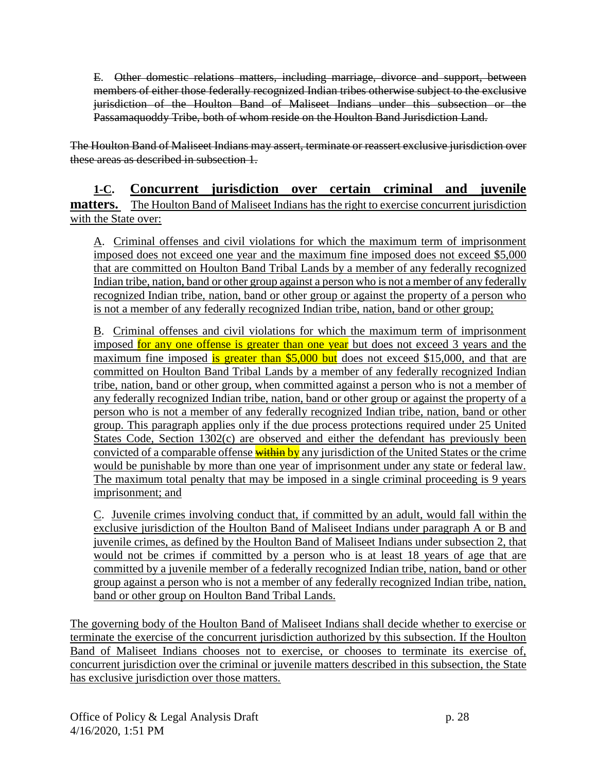~~E. Other domestic relations matters, including marriage, divorce and support, between members of either those federally recognized Indian tribes otherwise subject to the exclusive jurisdiction of the Houlton Band of Maliseet Indians under this subsection or the Passamaquoddy Tribe, both of whom reside on the Houlton Band Jurisdiction Land.~~

~~The Houlton Band of Maliseet Indians may assert, terminate or reassert exclusive jurisdiction over these areas as described in subsection 1.~~

<u>**1-C. Concurrent jurisdiction over certain criminal and juvenile matters.** The Houlton Band of Maliseet Indians has the right to exercise concurrent jurisdiction with the State over:</u>

<u>A. Criminal offenses and civil violations for which the maximum term of imprisonment imposed does not exceed one year and the maximum fine imposed does not exceed $5,000 that are committed on Houlton Band Tribal Lands by a member of any federally recognized Indian tribe, nation, band or other group against a person who is not a member of any federally recognized Indian tribe, nation, band or other group or against the property of a person who is not a member of any federally recognized Indian tribe, nation, band or other group;</u>

<u>B. Criminal offenses and civil violations for which the maximum term of imprisonment imposed for any one offense is greater than one year but does not exceed 3 years and the maximum fine imposed is greater than $5,000 but does not exceed $15,000, and that are committed on Houlton Band Tribal Lands by a member of any federally recognized Indian tribe, nation, band or other group, when committed against a person who is not a member of any federally recognized Indian tribe, nation, band or other group or against the property of a person who is not a member of any federally recognized Indian tribe, nation, band or other group. This paragraph applies only if the due process protections required under 25 United States Code, Section 1302(c) are observed and either the defendant has previously been convicted of a comparable offense ~~within~~ by any jurisdiction of the United States or the crime would be punishable by more than one year of imprisonment under any state or federal law. The maximum total penalty that may be imposed in a single criminal proceeding is 9 years imprisonment; and</u>

<u>C. Juvenile crimes involving conduct that, if committed by an adult, would fall within the exclusive jurisdiction of the Houlton Band of Maliseet Indians under paragraph A or B and juvenile crimes, as defined by the Houlton Band of Maliseet Indians under subsection 2, that would not be crimes if committed by a person who is at least 18 years of age that are committed by a juvenile member of a federally recognized Indian tribe, nation, band or other group against a person who is not a member of any federally recognized Indian tribe, nation, band or other group on Houlton Band Tribal Lands.</u>

<u>The governing body of the Houlton Band of Maliseet Indians shall decide whether to exercise or terminate the exercise of the concurrent jurisdiction authorized by this subsection. If the Houlton Band of Maliseet Indians chooses not to exercise, or chooses to terminate its exercise of, concurrent jurisdiction over the criminal or juvenile matters described in this subsection, the State has exclusive jurisdiction over those matters.</u>

Office of Policy & Legal Analysis Draft
4/16/2020, 1:51 PM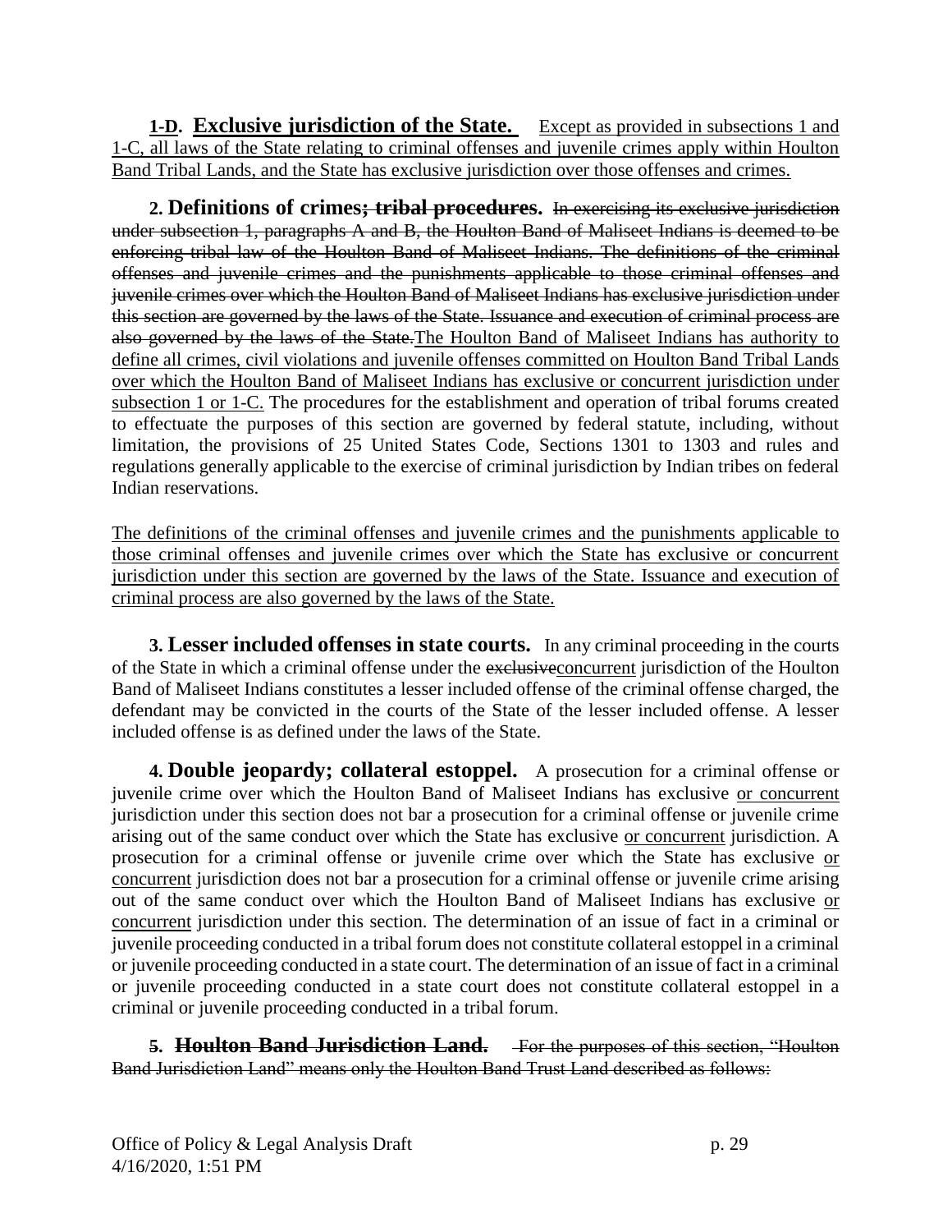**1-D. Exclusive jurisdiction of the State.** Except as provided in subsections 1 and 1-C, all laws of the State relating to criminal offenses and juvenile crimes apply within Houlton Band Tribal Lands, and the State has exclusive jurisdiction over those offenses and crimes.

**2. Definitions of crimes~~; tribal procedures~~.** ~~In exercising its exclusive jurisdiction under subsection 1, paragraphs A and B, the Houlton Band of Maliseet Indians is deemed to be enforcing tribal law of the Houlton Band of Maliseet Indians. The definitions of the criminal offenses and juvenile crimes and the punishments applicable to those criminal offenses and juvenile crimes over which the Houlton Band of Maliseet Indians has exclusive jurisdiction under this section are governed by the laws of the State. Issuance and execution of criminal process are also governed by the laws of the State.~~The Houlton Band of Maliseet Indians has authority to define all crimes, civil violations and juvenile offenses committed on Houlton Band Tribal Lands over which the Houlton Band of Maliseet Indians has exclusive or concurrent jurisdiction under subsection 1 or 1-C. The procedures for the establishment and operation of tribal forums created to effectuate the purposes of this section are governed by federal statute, including, without limitation, the provisions of 25 United States Code, Sections 1301 to 1303 and rules and regulations generally applicable to the exercise of criminal jurisdiction by Indian tribes on federal Indian reservations.

The definitions of the criminal offenses and juvenile crimes and the punishments applicable to those criminal offenses and juvenile crimes over which the State has exclusive or concurrent jurisdiction under this section are governed by the laws of the State. Issuance and execution of criminal process are also governed by the laws of the State.

**3. Lesser included offenses in state courts.** In any criminal proceeding in the courts of the State in which a criminal offense under the ~~exclusive~~concurrent jurisdiction of the Houlton Band of Maliseet Indians constitutes a lesser included offense of the criminal offense charged, the defendant may be convicted in the courts of the State of the lesser included offense. A lesser included offense is as defined under the laws of the State.

**4. Double jeopardy; collateral estoppel.** A prosecution for a criminal offense or juvenile crime over which the Houlton Band of Maliseet Indians has exclusive or concurrent jurisdiction under this section does not bar a prosecution for a criminal offense or juvenile crime arising out of the same conduct over which the State has exclusive or concurrent jurisdiction. A prosecution for a criminal offense or juvenile crime over which the State has exclusive or concurrent jurisdiction does not bar a prosecution for a criminal offense or juvenile crime arising out of the same conduct over which the Houlton Band of Maliseet Indians has exclusive or concurrent jurisdiction under this section. The determination of an issue of fact in a criminal or juvenile proceeding conducted in a tribal forum does not constitute collateral estoppel in a criminal or juvenile proceeding conducted in a state court. The determination of an issue of fact in a criminal or juvenile proceeding conducted in a state court does not constitute collateral estoppel in a criminal or juvenile proceeding conducted in a tribal forum.

**5. ~~Houlton Band Jurisdiction Land.~~** ~~For the purposes of this section, "Houlton Band Jurisdiction Land" means only the Houlton Band Trust Land described as follows:~~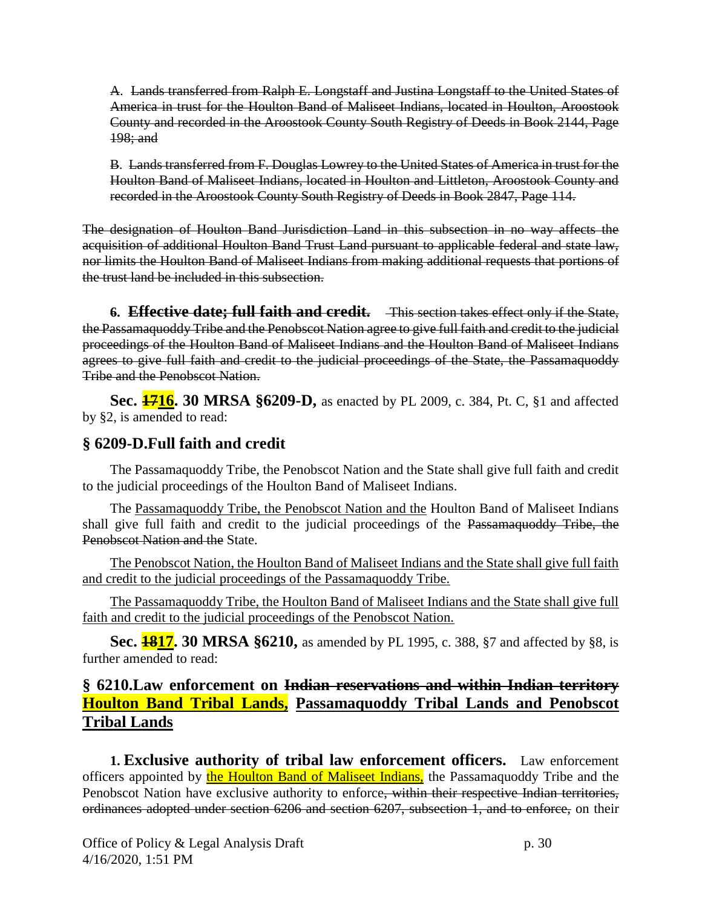A. ~~Lands transferred from Ralph E. Longstaff and Justina Longstaff to the United States of America in trust for the Houlton Band of Maliseet Indians, located in Houlton, Aroostook County and recorded in the Aroostook County South Registry of Deeds in Book 2144, Page 198; and~~

B. ~~Lands transferred from F. Douglas Lowrey to the United States of America in trust for the Houlton Band of Maliseet Indians, located in Houlton and Littleton, Aroostook County and recorded in the Aroostook County South Registry of Deeds in Book 2847, Page 114.~~

~~The designation of Houlton Band Jurisdiction Land in this subsection in no way affects the acquisition of additional Houlton Band Trust Land pursuant to applicable federal and state law, nor limits the Houlton Band of Maliseet Indians from making additional requests that portions of the trust land be included in this subsection.~~

**6. ~~Effective date; full faith and credit.~~** ~~This section takes effect only if the State, the Passamaquoddy Tribe and the Penobscot Nation agree to give full faith and credit to the judicial proceedings of the Houlton Band of Maliseet Indians and the Houlton Band of Maliseet Indians agrees to give full faith and credit to the judicial proceedings of the State, the Passamaquoddy Tribe and the Penobscot Nation.~~

**Sec. ~~17~~16. 30 MRSA §6209-D,** as enacted by PL 2009, c. 384, Pt. C, §1 and affected by §2, is amended to read:

## § 6209-D.Full faith and credit

The Passamaquoddy Tribe, the Penobscot Nation and the State shall give full faith and credit to the judicial proceedings of the Houlton Band of Maliseet Indians.

The Passamaquoddy Tribe, the Penobscot Nation and the Houlton Band of Maliseet Indians shall give full faith and credit to the judicial proceedings of the ~~Passamaquoddy Tribe, the Penobscot Nation and the~~ State.

The Penobscot Nation, the Houlton Band of Maliseet Indians and the State shall give full faith and credit to the judicial proceedings of the Passamaquoddy Tribe.

The Passamaquoddy Tribe, the Houlton Band of Maliseet Indians and the State shall give full faith and credit to the judicial proceedings of the Penobscot Nation.

**Sec. ~~18~~17. 30 MRSA §6210,** as amended by PL 1995, c. 388, §7 and affected by §8, is further amended to read:

## § 6210.Law enforcement on ~~Indian reservations and within Indian territory~~ Houlton Band Tribal Lands, Passamaquoddy Tribal Lands and Penobscot Tribal Lands

**1. Exclusive authority of tribal law enforcement officers.** Law enforcement officers appointed by the Houlton Band of Maliseet Indians, the Passamaquoddy Tribe and the Penobscot Nation have exclusive authority to enforce~~, within their respective Indian territories, ordinances adopted under section 6206 and section 6207, subsection 1, and to enforce,~~ on their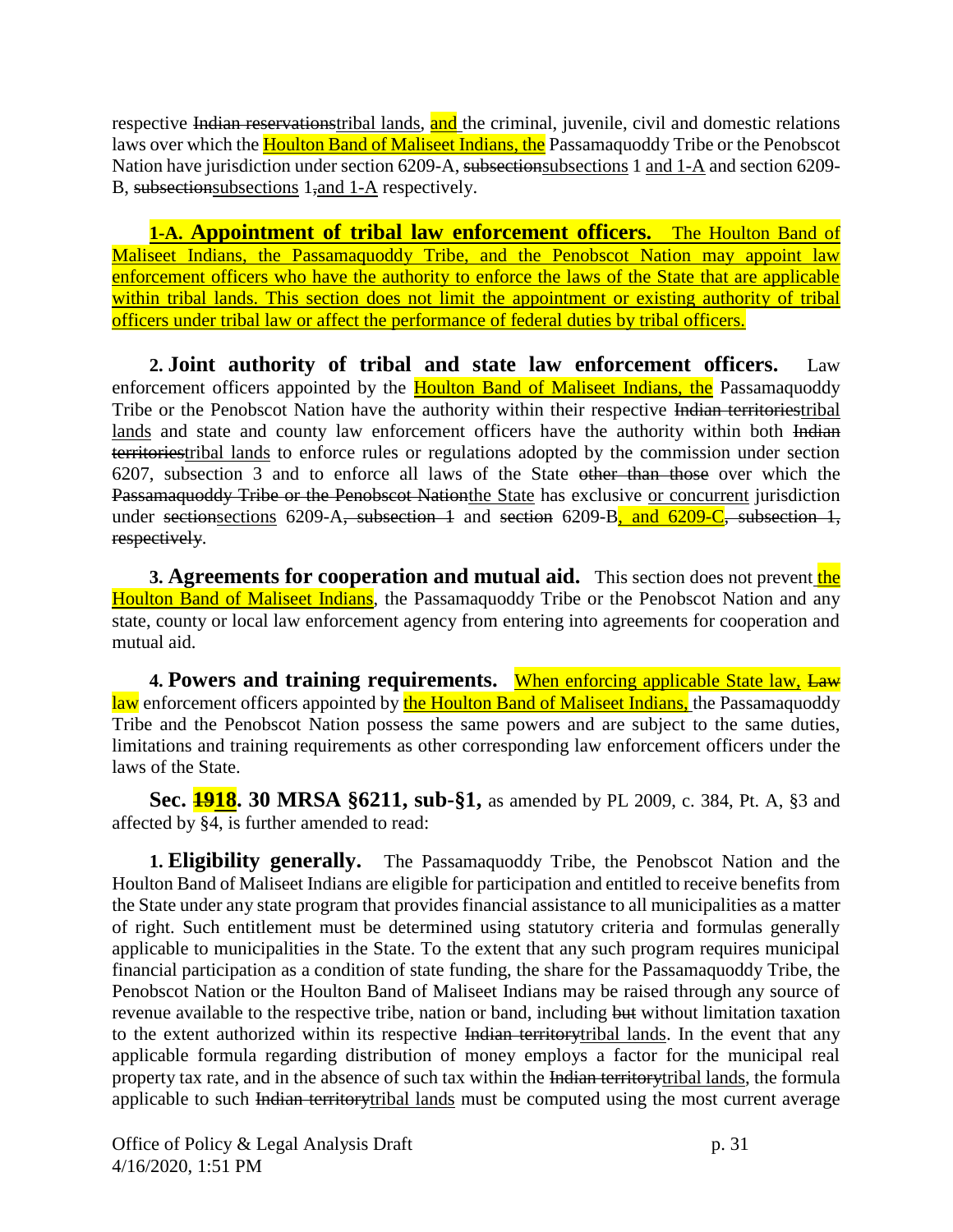respective ~~Indian reservations~~tribal lands, and the criminal, juvenile, civil and domestic relations laws over which the Houlton Band of Maliseet Indians, the Passamaquoddy Tribe or the Penobscot Nation have jurisdiction under section 6209-A, ~~subsection~~subsections 1 and 1-A and section 6209-B, ~~subsection~~subsections 1~~,~~and 1-A respectively.

**1-A. Appointment of tribal law enforcement officers.** The Houlton Band of Maliseet Indians, the Passamaquoddy Tribe, and the Penobscot Nation may appoint law enforcement officers who have the authority to enforce the laws of the State that are applicable within tribal lands. This section does not limit the appointment or existing authority of tribal officers under tribal law or affect the performance of federal duties by tribal officers.

**2. Joint authority of tribal and state law enforcement officers.** Law enforcement officers appointed by the Houlton Band of Maliseet Indians, the Passamaquoddy Tribe or the Penobscot Nation have the authority within their respective ~~Indian territories~~tribal lands and state and county law enforcement officers have the authority within both ~~Indian territories~~tribal lands to enforce rules or regulations adopted by the commission under section 6207, subsection 3 and to enforce all laws of the State ~~other than those~~ over which the ~~Passamaquoddy Tribe or the Penobscot Nation~~the State has exclusive or concurrent jurisdiction under ~~section~~sections 6209-A~~, subsection 1~~ and ~~section~~ 6209-B, and 6209-C~~, subsection 1, respectively~~.

**3. Agreements for cooperation and mutual aid.** This section does not prevent the Houlton Band of Maliseet Indians, the Passamaquoddy Tribe or the Penobscot Nation and any state, county or local law enforcement agency from entering into agreements for cooperation and mutual aid.

**4. Powers and training requirements.** When enforcing applicable State law, ~~Law~~ law enforcement officers appointed by the Houlton Band of Maliseet Indians, the Passamaquoddy Tribe and the Penobscot Nation possess the same powers and are subject to the same duties, limitations and training requirements as other corresponding law enforcement officers under the laws of the State.

**Sec. ~~19~~18. 30 MRSA §6211, sub-§1,** as amended by PL 2009, c. 384, Pt. A, §3 and affected by §4, is further amended to read:

**1. Eligibility generally.** The Passamaquoddy Tribe, the Penobscot Nation and the Houlton Band of Maliseet Indians are eligible for participation and entitled to receive benefits from the State under any state program that provides financial assistance to all municipalities as a matter of right. Such entitlement must be determined using statutory criteria and formulas generally applicable to municipalities in the State. To the extent that any such program requires municipal financial participation as a condition of state funding, the share for the Passamaquoddy Tribe, the Penobscot Nation or the Houlton Band of Maliseet Indians may be raised through any source of revenue available to the respective tribe, nation or band, including ~~but~~ without limitation taxation to the extent authorized within its respective ~~Indian territory~~tribal lands. In the event that any applicable formula regarding distribution of money employs a factor for the municipal real property tax rate, and in the absence of such tax within the ~~Indian territory~~tribal lands, the formula applicable to such ~~Indian territory~~tribal lands must be computed using the most current average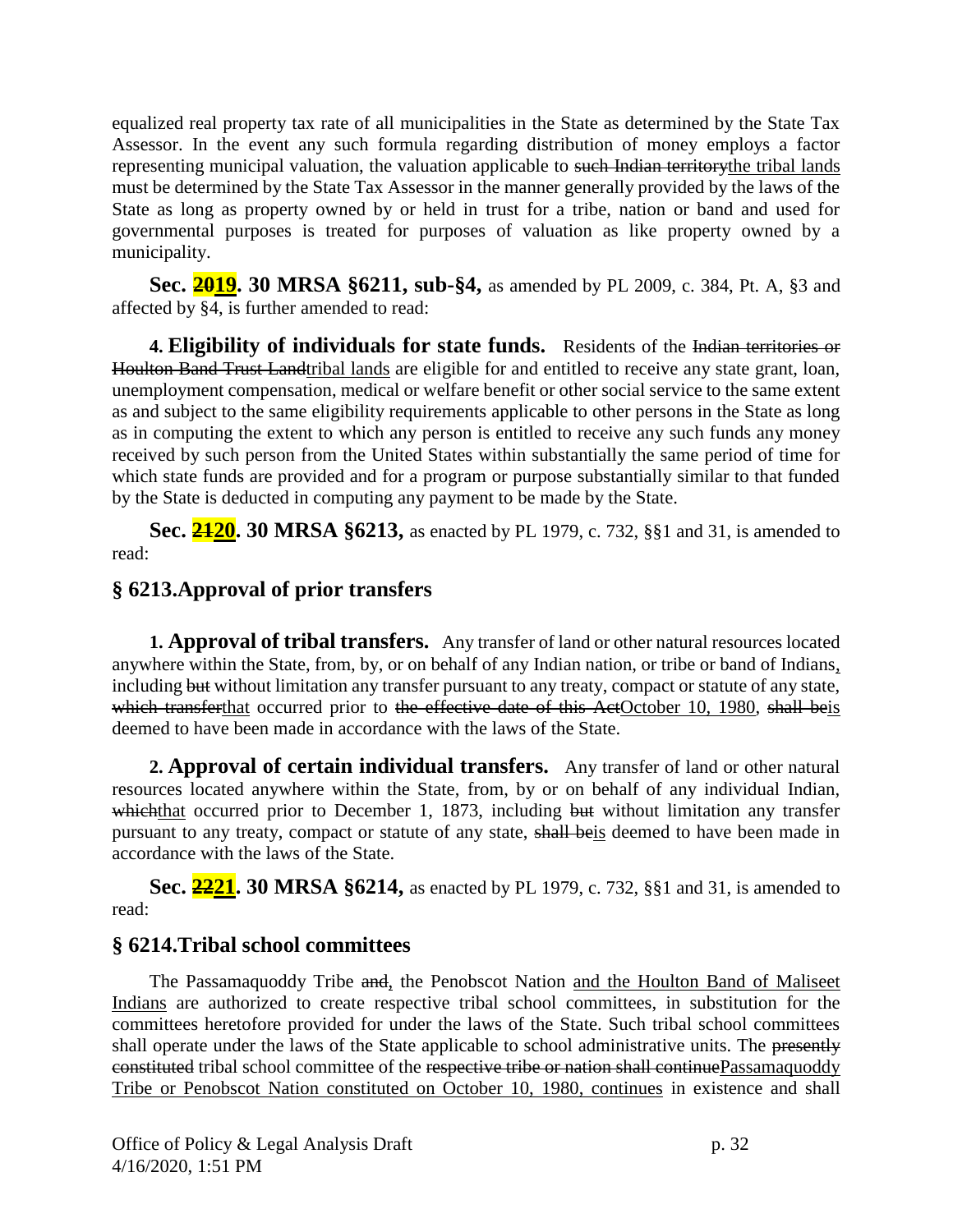equalized real property tax rate of all municipalities in the State as determined by the State Tax Assessor. In the event any such formula regarding distribution of money employs a factor representing municipal valuation, the valuation applicable to ~~such Indian territory~~the tribal lands must be determined by the State Tax Assessor in the manner generally provided by the laws of the State as long as property owned by or held in trust for a tribe, nation or band and used for governmental purposes is treated for purposes of valuation as like property owned by a municipality.

**Sec. ~~20~~19. 30 MRSA §6211, sub-§4,** as amended by PL 2009, c. 384, Pt. A, §3 and affected by §4, is further amended to read:

**4. Eligibility of individuals for state funds.** Residents of the ~~Indian territories or Houlton Band Trust Land~~tribal lands are eligible for and entitled to receive any state grant, loan, unemployment compensation, medical or welfare benefit or other social service to the same extent as and subject to the same eligibility requirements applicable to other persons in the State as long as in computing the extent to which any person is entitled to receive any such funds any money received by such person from the United States within substantially the same period of time for which state funds are provided and for a program or purpose substantially similar to that funded by the State is deducted in computing any payment to be made by the State.

**Sec. ~~21~~20. 30 MRSA §6213,** as enacted by PL 1979, c. 732, §§1 and 31, is amended to read:

## § 6213. Approval of prior transfers

**1. Approval of tribal transfers.** Any transfer of land or other natural resources located anywhere within the State, from, by, or on behalf of any Indian nation, or tribe or band of Indians, including ~~but~~ without limitation any transfer pursuant to any treaty, compact or statute of any state, ~~which transfer~~that occurred prior to ~~the effective date of this Act~~October 10, 1980, ~~shall be~~is deemed to have been made in accordance with the laws of the State.

**2. Approval of certain individual transfers.** Any transfer of land or other natural resources located anywhere within the State, from, by or on behalf of any individual Indian, ~~which~~that occurred prior to December 1, 1873, including ~~but~~ without limitation any transfer pursuant to any treaty, compact or statute of any state, ~~shall be~~is deemed to have been made in accordance with the laws of the State.

**Sec. ~~22~~21. 30 MRSA §6214,** as enacted by PL 1979, c. 732, §§1 and 31, is amended to read:

## § 6214. Tribal school committees

The Passamaquoddy Tribe ~~and~~, the Penobscot Nation and the Houlton Band of Maliseet Indians are authorized to create respective tribal school committees, in substitution for the committees heretofore provided for under the laws of the State. Such tribal school committees shall operate under the laws of the State applicable to school administrative units. The ~~presently constituted~~ tribal school committee of the ~~respective tribe or nation shall continue~~Passamaquoddy Tribe or Penobscot Nation constituted on October 10, 1980, continues in existence and shall

Office of Policy & Legal Analysis Draft
4/16/2020, 1:51 PM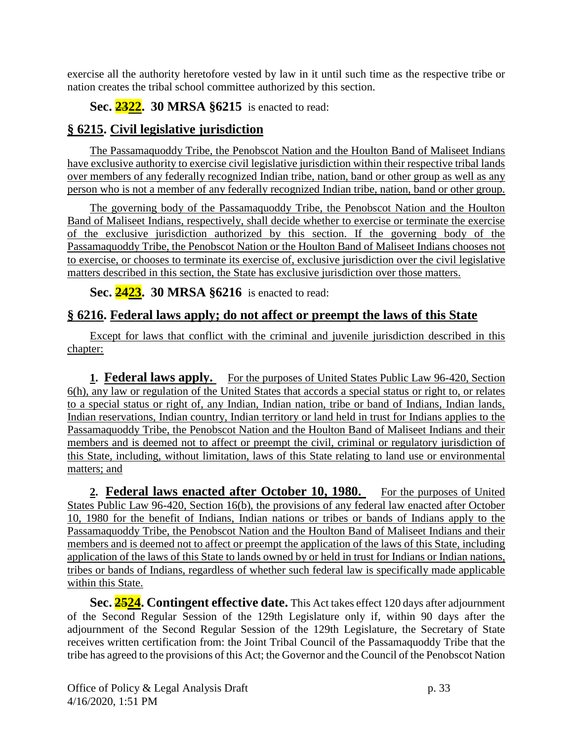exercise all the authority heretofore vested by law in it until such time as the respective tribe or nation creates the tribal school committee authorized by this section.

**Sec. ~~23~~22. 30 MRSA §6215** is enacted to read:

## § 6215. Civil legislative jurisdiction

The Passamaquoddy Tribe, the Penobscot Nation and the Houlton Band of Maliseet Indians have exclusive authority to exercise civil legislative jurisdiction within their respective tribal lands over members of any federally recognized Indian tribe, nation, band or other group as well as any person who is not a member of any federally recognized Indian tribe, nation, band or other group.

The governing body of the Passamaquoddy Tribe, the Penobscot Nation and the Houlton Band of Maliseet Indians, respectively, shall decide whether to exercise or terminate the exercise of the exclusive jurisdiction authorized by this section. If the governing body of the Passamaquoddy Tribe, the Penobscot Nation or the Houlton Band of Maliseet Indians chooses not to exercise, or chooses to terminate its exercise of, exclusive jurisdiction over the civil legislative matters described in this section, the State has exclusive jurisdiction over those matters.

**Sec. ~~24~~23. 30 MRSA §6216** is enacted to read:

## § 6216. Federal laws apply; do not affect or preempt the laws of this State

Except for laws that conflict with the criminal and juvenile jurisdiction described in this chapter:

**1. Federal laws apply.** For the purposes of United States Public Law 96-420, Section 6(h), any law or regulation of the United States that accords a special status or right to, or relates to a special status or right of, any Indian, Indian nation, tribe or band of Indians, Indian lands, Indian reservations, Indian country, Indian territory or land held in trust for Indians applies to the Passamaquoddy Tribe, the Penobscot Nation and the Houlton Band of Maliseet Indians and their members and is deemed not to affect or preempt the civil, criminal or regulatory jurisdiction of this State, including, without limitation, laws of this State relating to land use or environmental matters; and

**2. Federal laws enacted after October 10, 1980.** For the purposes of United States Public Law 96-420, Section 16(b), the provisions of any federal law enacted after October 10, 1980 for the benefit of Indians, Indian nations or tribes or bands of Indians apply to the Passamaquoddy Tribe, the Penobscot Nation and the Houlton Band of Maliseet Indians and their members and is deemed not to affect or preempt the application of the laws of this State, including application of the laws of this State to lands owned by or held in trust for Indians or Indian nations, tribes or bands of Indians, regardless of whether such federal law is specifically made applicable within this State.

**Sec. ~~25~~24. Contingent effective date.** This Act takes effect 120 days after adjournment of the Second Regular Session of the 129th Legislature only if, within 90 days after the adjournment of the Second Regular Session of the 129th Legislature, the Secretary of State receives written certification from: the Joint Tribal Council of the Passamaquoddy Tribe that the tribe has agreed to the provisions of this Act; the Governor and the Council of the Penobscot Nation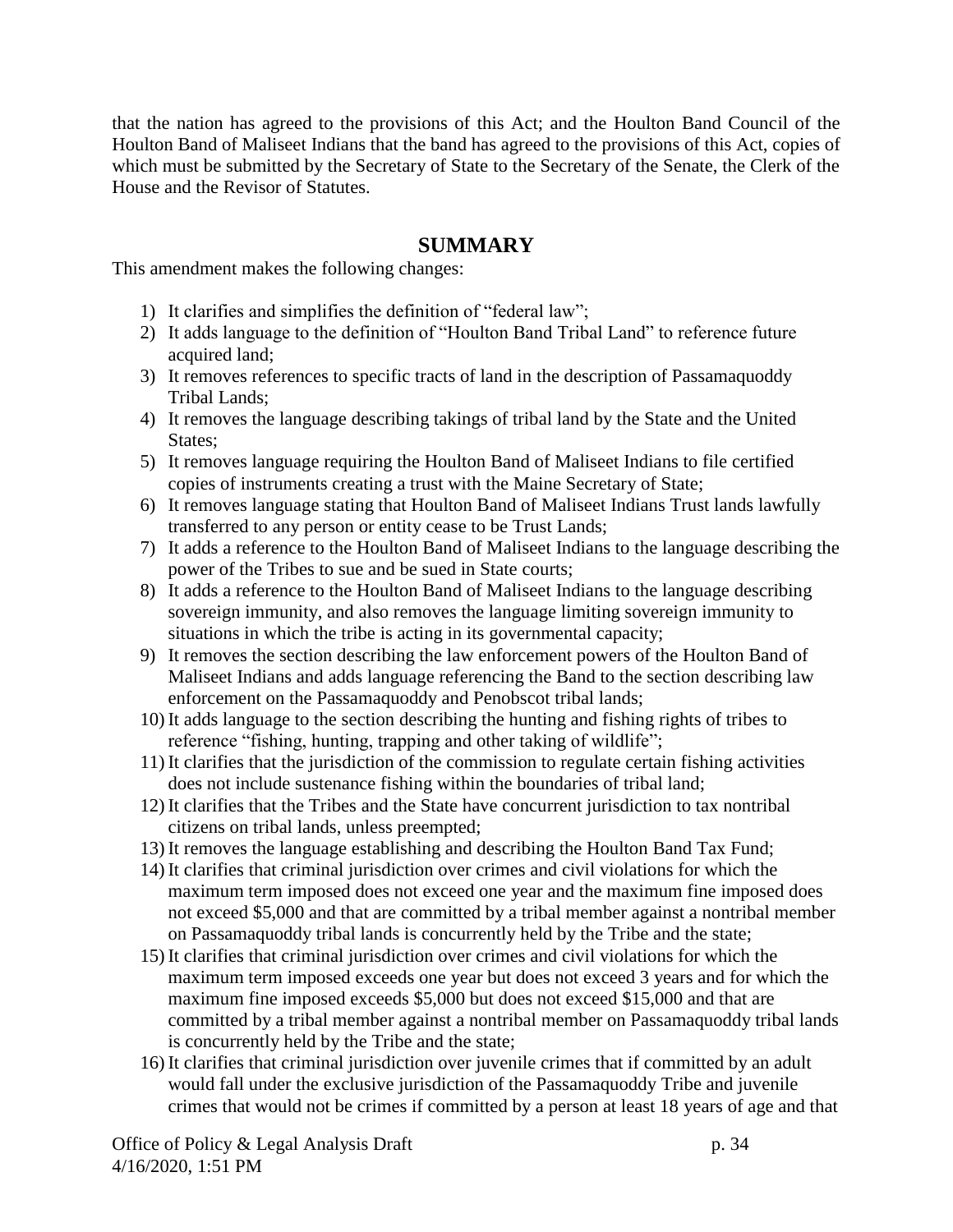that the nation has agreed to the provisions of this Act; and the Houlton Band Council of the Houlton Band of Maliseet Indians that the band has agreed to the provisions of this Act, copies of which must be submitted by the Secretary of State to the Secretary of the Senate, the Clerk of the House and the Revisor of Statutes.

## SUMMARY

This amendment makes the following changes:

1) It clarifies and simplifies the definition of "federal law";
2) It adds language to the definition of "Houlton Band Tribal Land" to reference future acquired land;
3) It removes references to specific tracts of land in the description of Passamaquoddy Tribal Lands;
4) It removes the language describing takings of tribal land by the State and the United States;
5) It removes language requiring the Houlton Band of Maliseet Indians to file certified copies of instruments creating a trust with the Maine Secretary of State;
6) It removes language stating that Houlton Band of Maliseet Indians Trust lands lawfully transferred to any person or entity cease to be Trust Lands;
7) It adds a reference to the Houlton Band of Maliseet Indians to the language describing the power of the Tribes to sue and be sued in State courts;
8) It adds a reference to the Houlton Band of Maliseet Indians to the language describing sovereign immunity, and also removes the language limiting sovereign immunity to situations in which the tribe is acting in its governmental capacity;
9) It removes the section describing the law enforcement powers of the Houlton Band of Maliseet Indians and adds language referencing the Band to the section describing law enforcement on the Passamaquoddy and Penobscot tribal lands;
10) It adds language to the section describing the hunting and fishing rights of tribes to reference "fishing, hunting, trapping and other taking of wildlife";
11) It clarifies that the jurisdiction of the commission to regulate certain fishing activities does not include sustenance fishing within the boundaries of tribal land;
12) It clarifies that the Tribes and the State have concurrent jurisdiction to tax nontribal citizens on tribal lands, unless preempted;
13) It removes the language establishing and describing the Houlton Band Tax Fund;
14) It clarifies that criminal jurisdiction over crimes and civil violations for which the maximum term imposed does not exceed one year and the maximum fine imposed does not exceed $5,000 and that are committed by a tribal member against a nontribal member on Passamaquoddy tribal lands is concurrently held by the Tribe and the state;
15) It clarifies that criminal jurisdiction over crimes and civil violations for which the maximum term imposed exceeds one year but does not exceed 3 years and for which the maximum fine imposed exceeds $5,000 but does not exceed $15,000 and that are committed by a tribal member against a nontribal member on Passamaquoddy tribal lands is concurrently held by the Tribe and the state;
16) It clarifies that criminal jurisdiction over juvenile crimes that if committed by an adult would fall under the exclusive jurisdiction of the Passamaquoddy Tribe and juvenile crimes that would not be crimes if committed by a person at least 18 years of age and that

Office of Policy & Legal Analysis Draft
4/16/2020, 1:51 PM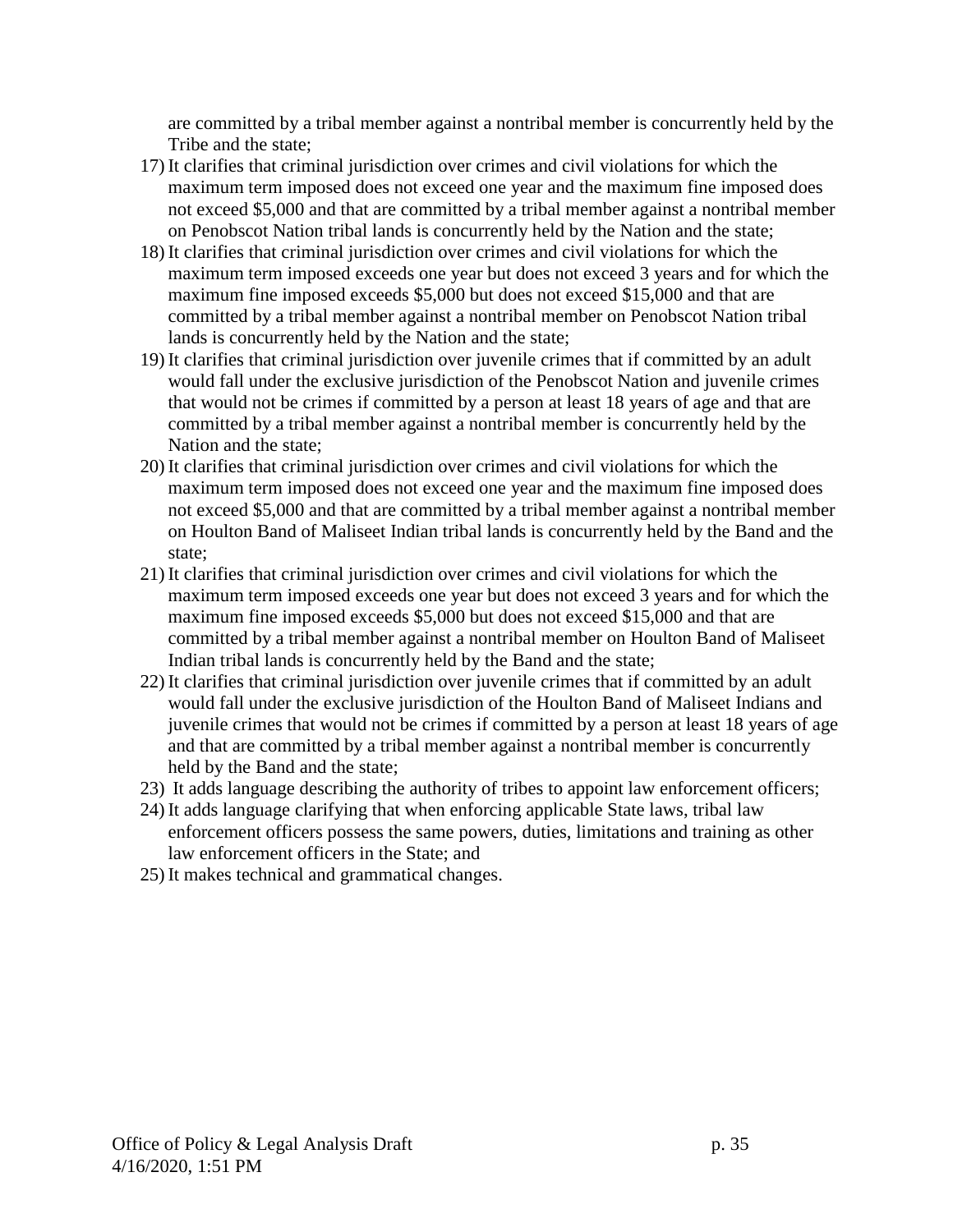are committed by a tribal member against a nontribal member is concurrently held by the Tribe and the state;

17) It clarifies that criminal jurisdiction over crimes and civil violations for which the maximum term imposed does not exceed one year and the maximum fine imposed does not exceed $5,000 and that are committed by a tribal member against a nontribal member on Penobscot Nation tribal lands is concurrently held by the Nation and the state;
18) It clarifies that criminal jurisdiction over crimes and civil violations for which the maximum term imposed exceeds one year but does not exceed 3 years and for which the maximum fine imposed exceeds $5,000 but does not exceed $15,000 and that are committed by a tribal member against a nontribal member on Penobscot Nation tribal lands is concurrently held by the Nation and the state;
19) It clarifies that criminal jurisdiction over juvenile crimes that if committed by an adult would fall under the exclusive jurisdiction of the Penobscot Nation and juvenile crimes that would not be crimes if committed by a person at least 18 years of age and that are committed by a tribal member against a nontribal member is concurrently held by the Nation and the state;
20) It clarifies that criminal jurisdiction over crimes and civil violations for which the maximum term imposed does not exceed one year and the maximum fine imposed does not exceed $5,000 and that are committed by a tribal member against a nontribal member on Houlton Band of Maliseet Indian tribal lands is concurrently held by the Band and the state;
21) It clarifies that criminal jurisdiction over crimes and civil violations for which the maximum term imposed exceeds one year but does not exceed 3 years and for which the maximum fine imposed exceeds $5,000 but does not exceed $15,000 and that are committed by a tribal member against a nontribal member on Houlton Band of Maliseet Indian tribal lands is concurrently held by the Band and the state;
22) It clarifies that criminal jurisdiction over juvenile crimes that if committed by an adult would fall under the exclusive jurisdiction of the Houlton Band of Maliseet Indians and juvenile crimes that would not be crimes if committed by a person at least 18 years of age and that are committed by a tribal member against a nontribal member is concurrently held by the Band and the state;
23) It adds language describing the authority of tribes to appoint law enforcement officers;
24) It adds language clarifying that when enforcing applicable State laws, tribal law enforcement officers possess the same powers, duties, limitations and training as other law enforcement officers in the State; and
25) It makes technical and grammatical changes.

Office of Policy & Legal Analysis Draft
4/16/2020, 1:51 PM